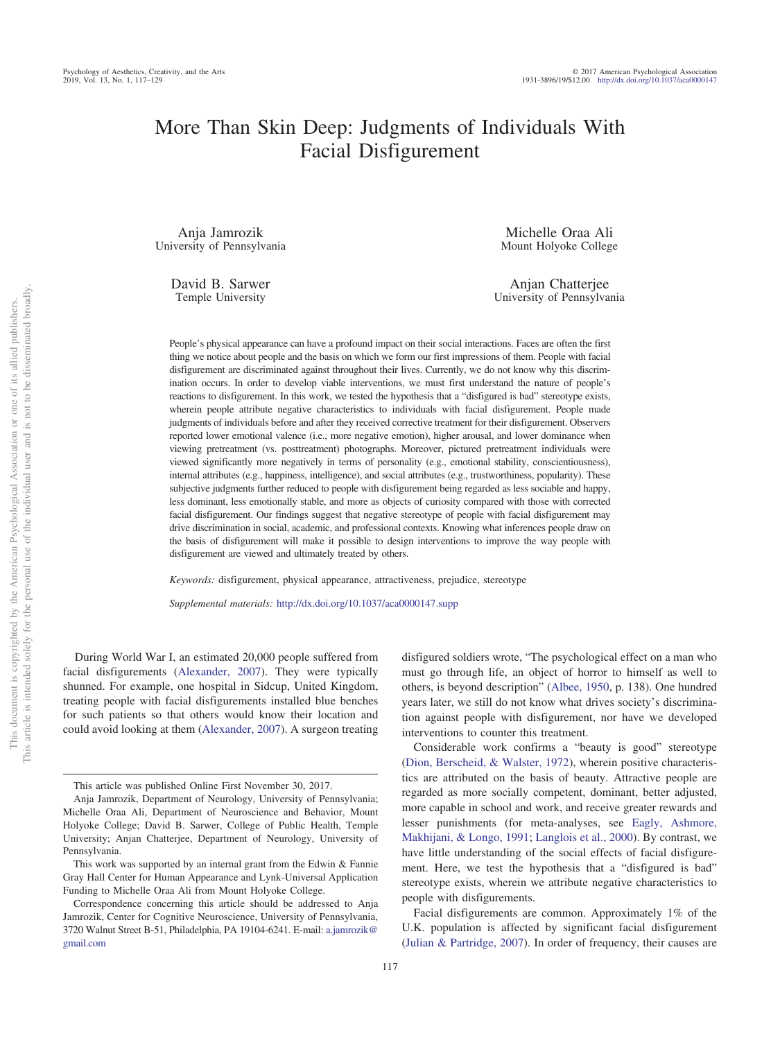# More Than Skin Deep: Judgments of Individuals With Facial Disfigurement

Anja Jamrozik
University of Pennsylvania

Michelle Oraa Ali
Mount Holyoke College

David B. Sarwer
Temple University

Anjan Chatterjee
University of Pennsylvania

People's physical appearance can have a profound impact on their social interactions. Faces are often the first thing we notice about people and the basis on which we form our first impressions of them. People with facial disfigurement are discriminated against throughout their lives. Currently, we do not know why this discrimination occurs. In order to develop viable interventions, we must first understand the nature of people's reactions to disfigurement. In this work, we tested the hypothesis that a "disfigured is bad" stereotype exists, wherein people attribute negative characteristics to individuals with facial disfigurement. People made judgments of individuals before and after they received corrective treatment for their disfigurement. Observers reported lower emotional valence (i.e., more negative emotion), higher arousal, and lower dominance when viewing pretreatment (vs. posttreatment) photographs. Moreover, pictured pretreatment individuals were viewed significantly more negatively in terms of personality (e.g., emotional stability, conscientiousness), internal attributes (e.g., happiness, intelligence), and social attributes (e.g., trustworthiness, popularity). These subjective judgments further reduced to people with disfigurement being regarded as less sociable and happy, less dominant, less emotionally stable, and more as objects of curiosity compared with those with corrected facial disfigurement. Our findings suggest that negative stereotype of people with facial disfigurement may drive discrimination in social, academic, and professional contexts. Knowing what inferences people draw on the basis of disfigurement will make it possible to design interventions to improve the way people with disfigurement are viewed and ultimately treated by others.

*Keywords:* disfigurement, physical appearance, attractiveness, prejudice, stereotype

*Supplemental materials:* http://dx.doi.org/10.1037/aca0000147.supp

During World War I, an estimated 20,000 people suffered from facial disfigurements (Alexander, 2007). They were typically shunned. For example, one hospital in Sidcup, United Kingdom, treating people with facial disfigurements installed blue benches for such patients so that others would know their location and could avoid looking at them (Alexander, 2007). A surgeon treating disfigured soldiers wrote, "The psychological effect on a man who must go through life, an object of horror to himself as well to others, is beyond description" (Albee, 1950, p. 138). One hundred years later, we still do not know what drives society's discrimination against people with disfigurement, nor have we developed interventions to counter this treatment.

Considerable work confirms a "beauty is good" stereotype (Dion, Berscheid, & Walster, 1972), wherein positive characteristics are attributed on the basis of beauty. Attractive people are regarded as more socially competent, dominant, better adjusted, more capable in school and work, and receive greater rewards and lesser punishments (for meta-analyses, see Eagly, Ashmore, Makhijani, & Longo, 1991; Langlois et al., 2000). By contrast, we have little understanding of the social effects of facial disfigurement. Here, we test the hypothesis that a "disfigured is bad" stereotype exists, wherein we attribute negative characteristics to people with disfigurements.

Facial disfigurements are common. Approximately 1% of the U.K. population is affected by significant facial disfigurement (Julian & Partridge, 2007). In order of frequency, their causes are

---

This article was published Online First November 30, 2017.

Anja Jamrozik, Department of Neurology, University of Pennsylvania; Michelle Oraa Ali, Department of Neuroscience and Behavior, Mount Holyoke College; David B. Sarwer, College of Public Health, Temple University; Anjan Chatterjee, Department of Neurology, University of Pennsylvania.

This work was supported by an internal grant from the Edwin & Fannie Gray Hall Center for Human Appearance and Lynk-Universal Application Funding to Michelle Oraa Ali from Mount Holyoke College.

Correspondence concerning this article should be addressed to Anja Jamrozik, Center for Cognitive Neuroscience, University of Pennsylvania, 3720 Walnut Street B-51, Philadelphia, PA 19104-6241. E-mail: a.jamrozik@gmail.com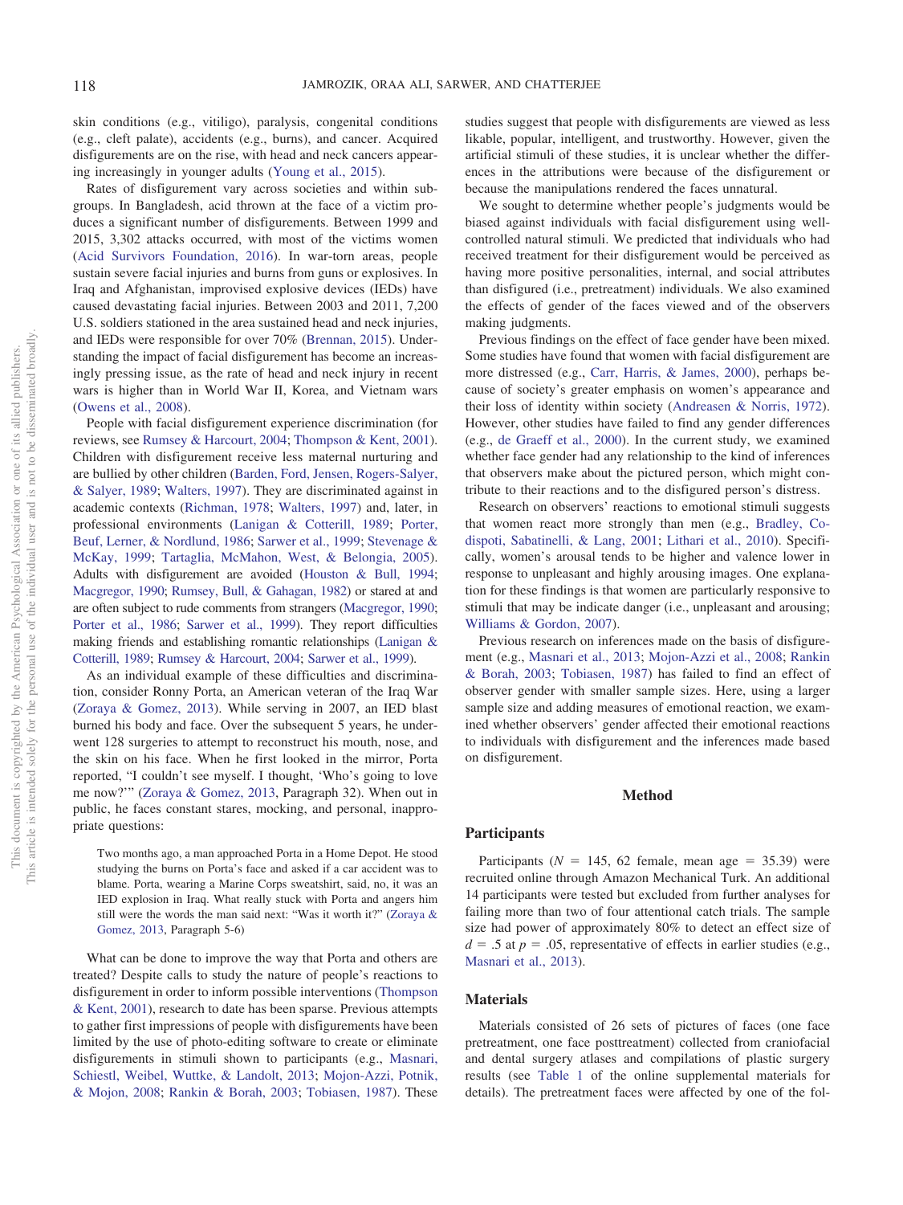skin conditions (e.g., vitiligo), paralysis, congenital conditions (e.g., cleft palate), accidents (e.g., burns), and cancer. Acquired disfigurements are on the rise, with head and neck cancers appearing increasingly in younger adults (Young et al., 2015).

Rates of disfigurement vary across societies and within subgroups. In Bangladesh, acid thrown at the face of a victim produces a significant number of disfigurements. Between 1999 and 2015, 3,302 attacks occurred, with most of the victims women (Acid Survivors Foundation, 2016). In war-torn areas, people sustain severe facial injuries and burns from guns or explosives. In Iraq and Afghanistan, improvised explosive devices (IEDs) have caused devastating facial injuries. Between 2003 and 2011, 7,200 U.S. soldiers stationed in the area sustained head and neck injuries, and IEDs were responsible for over 70% (Brennan, 2015). Understanding the impact of facial disfigurement has become an increasingly pressing issue, as the rate of head and neck injury in recent wars is higher than in World War II, Korea, and Vietnam wars (Owens et al., 2008).

People with facial disfigurement experience discrimination (for reviews, see Rumsey & Harcourt, 2004; Thompson & Kent, 2001). Children with disfigurement receive less maternal nurturing and are bullied by other children (Barden, Ford, Jensen, Rogers-Salyer, & Salyer, 1989; Walters, 1997). They are discriminated against in academic contexts (Richman, 1978; Walters, 1997) and, later, in professional environments (Lanigan & Cotterill, 1989; Porter, Beuf, Lerner, & Nordlund, 1986; Sarwer et al., 1999; Stevenage & McKay, 1999; Tartaglia, McMahon, West, & Belongia, 2005). Adults with disfigurement are avoided (Houston & Bull, 1994; Macgregor, 1990; Rumsey, Bull, & Gahagan, 1982) or stared at and are often subject to rude comments from strangers (Macgregor, 1990; Porter et al., 1986; Sarwer et al., 1999). They report difficulties making friends and establishing romantic relationships (Lanigan & Cotterill, 1989; Rumsey & Harcourt, 2004; Sarwer et al., 1999).

As an individual example of these difficulties and discrimination, consider Ronny Porta, an American veteran of the Iraq War (Zoraya & Gomez, 2013). While serving in 2007, an IED blast burned his body and face. Over the subsequent 5 years, he underwent 128 surgeries to attempt to reconstruct his mouth, nose, and the skin on his face. When he first looked in the mirror, Porta reported, "I couldn't see myself. I thought, 'Who's going to love me now?'" (Zoraya & Gomez, 2013, Paragraph 32). When out in public, he faces constant stares, mocking, and personal, inappropriate questions:

> Two months ago, a man approached Porta in a Home Depot. He stood studying the burns on Porta's face and asked if a car accident was to blame. Porta, wearing a Marine Corps sweatshirt, said, no, it was an IED explosion in Iraq. What really stuck with Porta and angers him still were the words the man said next: "Was it worth it?" (Zoraya & Gomez, 2013, Paragraph 5-6)

What can be done to improve the way that Porta and others are treated? Despite calls to study the nature of people's reactions to disfigurement in order to inform possible interventions (Thompson & Kent, 2001), research to date has been sparse. Previous attempts to gather first impressions of people with disfigurements have been limited by the use of photo-editing software to create or eliminate disfigurements in stimuli shown to participants (e.g., Masnari, Schiestl, Weibel, Wuttke, & Landolt, 2013; Mojon-Azzi, Potnik, & Mojon, 2008; Rankin & Borah, 2003; Tobiasen, 1987). These studies suggest that people with disfigurements are viewed as less likable, popular, intelligent, and trustworthy. However, given the artificial stimuli of these studies, it is unclear whether the differences in the attributions were because of the disfigurement or because the manipulations rendered the faces unnatural.

We sought to determine whether people's judgments would be biased against individuals with facial disfigurement using well-controlled natural stimuli. We predicted that individuals who had received treatment for their disfigurement would be perceived as having more positive personalities, internal, and social attributes than disfigured (i.e., pretreatment) individuals. We also examined the effects of gender of the faces viewed and of the observers making judgments.

Previous findings on the effect of face gender have been mixed. Some studies have found that women with facial disfigurement are more distressed (e.g., Carr, Harris, & James, 2000), perhaps because of society's greater emphasis on women's appearance and their loss of identity within society (Andreasen & Norris, 1972). However, other studies have failed to find any gender differences (e.g., de Graeff et al., 2000). In the current study, we examined whether face gender had any relationship to the kind of inferences that observers make about the pictured person, which might contribute to their reactions and to the disfigured person's distress.

Research on observers' reactions to emotional stimuli suggests that women react more strongly than men (e.g., Bradley, Codispoti, Sabatinelli, & Lang, 2001; Lithari et al., 2010). Specifically, women's arousal tends to be higher and valence lower in response to unpleasant and highly arousing images. One explanation for these findings is that women are particularly responsive to stimuli that may be indicate danger (i.e., unpleasant and arousing; Williams & Gordon, 2007).

Previous research on inferences made on the basis of disfigurement (e.g., Masnari et al., 2013; Mojon-Azzi et al., 2008; Rankin & Borah, 2003; Tobiasen, 1987) has failed to find an effect of observer gender with smaller sample sizes. Here, using a larger sample size and adding measures of emotional reaction, we examined whether observers' gender affected their emotional reactions to individuals with disfigurement and the inferences made based on disfigurement.

## Method

### Participants

Participants ($N$ = 145, 62 female, mean age = 35.39) were recruited online through Amazon Mechanical Turk. An additional 14 participants were tested but excluded from further analyses for failing more than two of four attentional catch trials. The sample size had power of approximately 80% to detect an effect size of $d = .5$ at $p = .05$, representative of effects in earlier studies (e.g., Masnari et al., 2013).

### Materials

Materials consisted of 26 sets of pictures of faces (one face pretreatment, one face posttreatment) collected from craniofacial and dental surgery atlases and compilations of plastic surgery results (see Table 1 of the online supplemental materials for details). The pretreatment faces were affected by one of the fol-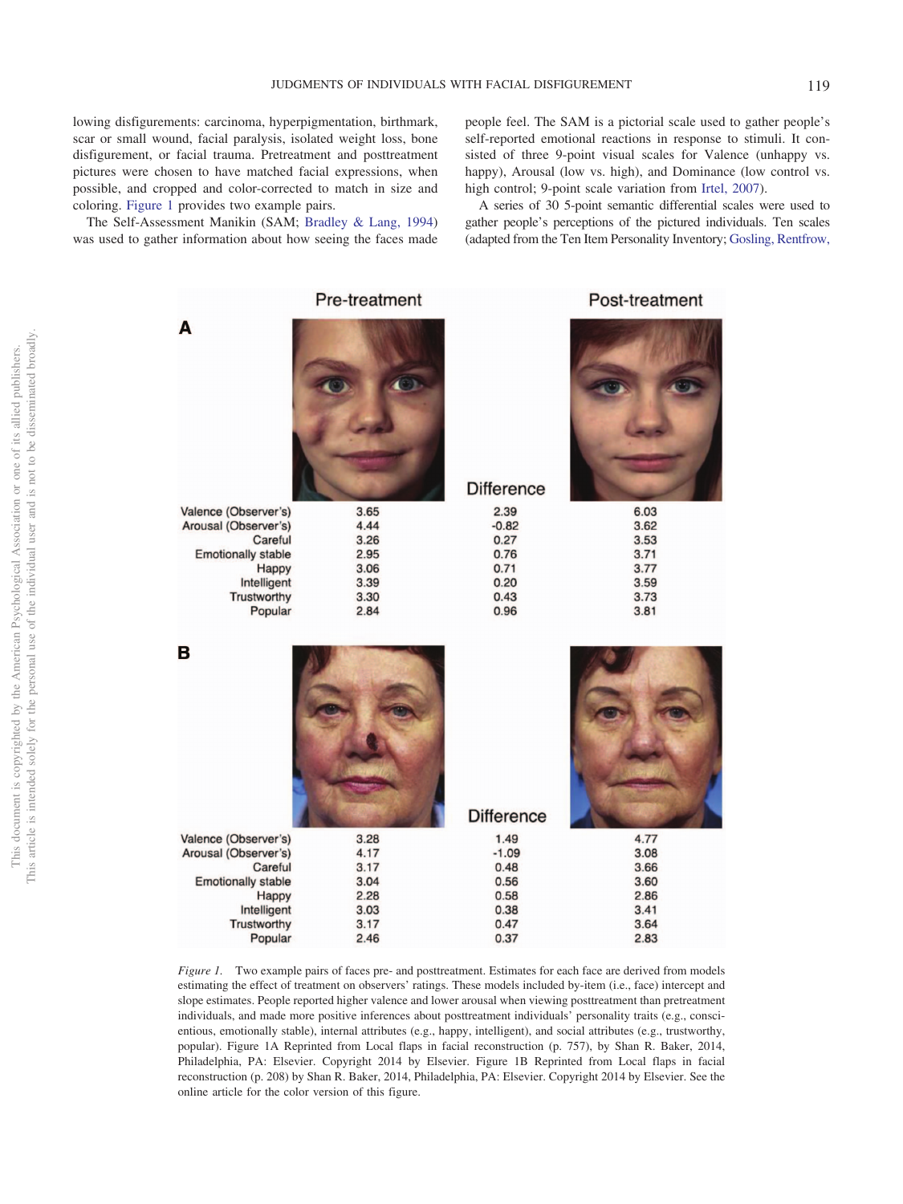lowing disfigurements: carcinoma, hyperpigmentation, birthmark, scar or small wound, facial paralysis, isolated weight loss, bone disfigurement, or facial trauma. Pretreatment and posttreatment pictures were chosen to have matched facial expressions, when possible, and cropped and color-corrected to match in size and coloring. Figure 1 provides two example pairs.

The Self-Assessment Manikin (SAM; Bradley & Lang, 1994) was used to gather information about how seeing the faces made people feel. The SAM is a pictorial scale used to gather people's self-reported emotional reactions in response to stimuli. It consisted of three 9-point visual scales for Valence (unhappy vs. happy), Arousal (low vs. high), and Dominance (low control vs. high control; 9-point scale variation from Irtel, 2007).

A series of 30 5-point semantic differential scales were used to gather people's perceptions of the pictured individuals. Ten scales (adapted from the Ten Item Personality Inventory; Gosling, Rentfrow,

**A**

| | Pre-treatment | Difference | Post-treatment |
|---|---|---|---|
| Valence (Observer's) | 3.65 | 2.39 | 6.03 |
| Arousal (Observer's) | 4.44 | -0.82 | 3.62 |
| Careful | 3.26 | 0.27 | 3.53 |
| Emotionally stable | 2.95 | 0.76 | 3.71 |
| Happy | 3.06 | 0.71 | 3.77 |
| Intelligent | 3.39 | 0.20 | 3.59 |
| Trustworthy | 3.30 | 0.43 | 3.73 |
| Popular | 2.84 | 0.96 | 3.81 |

**B**

| | Pre-treatment | Difference | Post-treatment |
|---|---|---|---|
| Valence (Observer's) | 3.28 | 1.49 | 4.77 |
| Arousal (Observer's) | 4.17 | -1.09 | 3.08 |
| Careful | 3.17 | 0.48 | 3.66 |
| Emotionally stable | 3.04 | 0.56 | 3.60 |
| Happy | 2.28 | 0.58 | 2.86 |
| Intelligent | 3.03 | 0.38 | 3.41 |
| Trustworthy | 3.17 | 0.47 | 3.64 |
| Popular | 2.46 | 0.37 | 2.83 |

*Figure 1.* Two example pairs of faces pre- and posttreatment. Estimates for each face are derived from models estimating the effect of treatment on observers' ratings. These models included by-item (i.e., face) intercept and slope estimates. People reported higher valence and lower arousal when viewing posttreatment than pretreatment individuals, and made more positive inferences about posttreatment individuals' personality traits (e.g., conscientious, emotionally stable), internal attributes (e.g., happy, intelligent), and social attributes (e.g., trustworthy, popular). Figure 1A Reprinted from Local flaps in facial reconstruction (p. 757), by Shan R. Baker, 2014, Philadelphia, PA: Elsevier. Copyright 2014 by Elsevier. Figure 1B Reprinted from Local flaps in facial reconstruction (p. 208) by Shan R. Baker, 2014, Philadelphia, PA: Elsevier. Copyright 2014 by Elsevier. See the online article for the color version of this figure.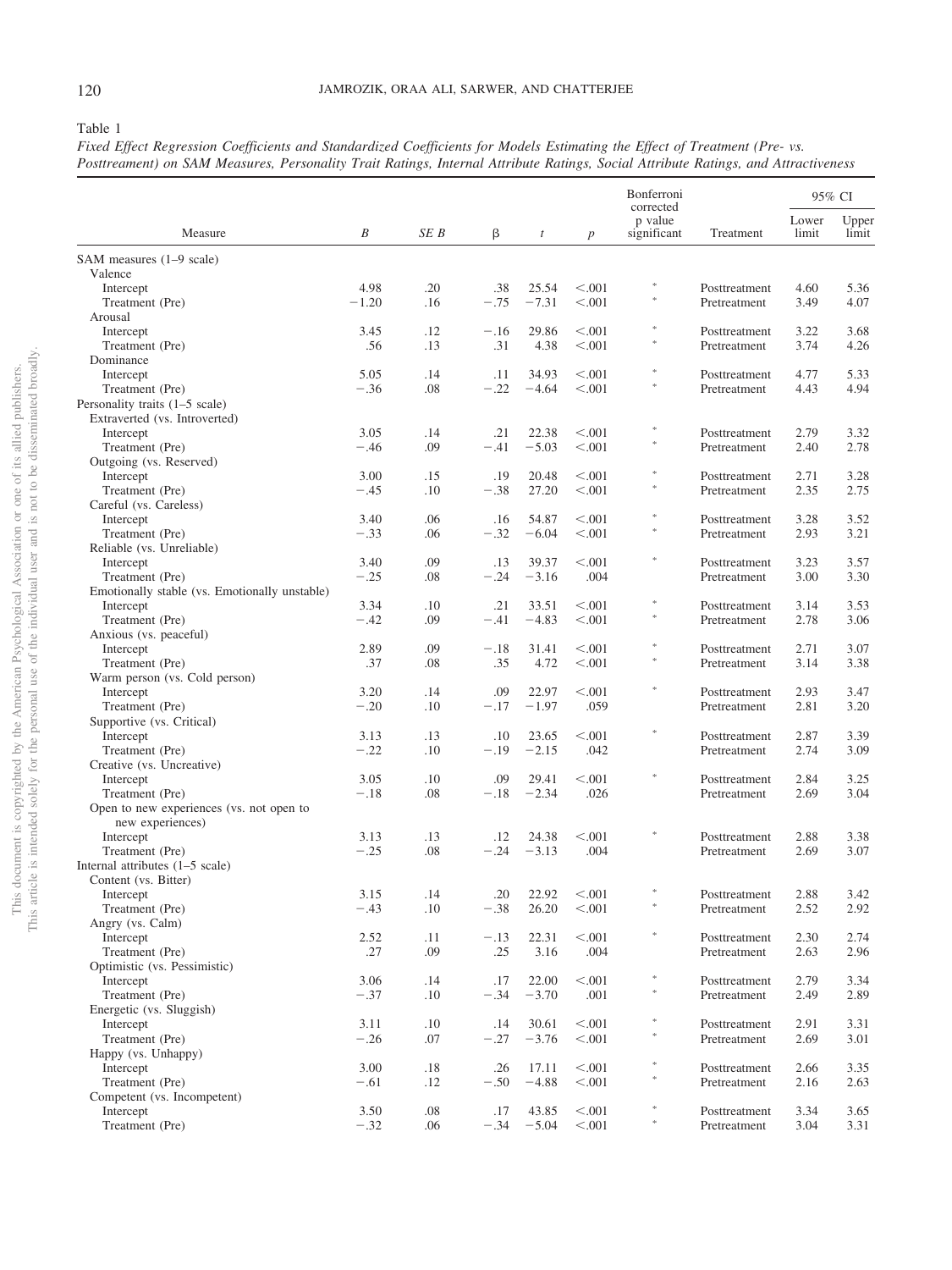Table 1

*Fixed Effect Regression Coefficients and Standardized Coefficients for Models Estimating the Effect of Treatment (Pre- vs. Posttreatment) on SAM Measures, Personality Trait Ratings, Internal Attribute Ratings, Social Attribute Ratings, and Attractiveness*

| Measure | *B* | *SE B* | β | *t* | *p* | Bonferroni corrected p value significant | Treatment | 95% CI Lower limit | 95% CI Upper limit |
|---|---|---|---|---|---|---|---|---|---|
| SAM measures (1–9 scale) | | | | | | | | | |
| Valence | | | | | | | | | |
| Intercept | 4.98 | .20 | .38 | 25.54 | <.001 | * | Posttreatment | 4.60 | 5.36 |
| Treatment (Pre) | −1.20 | .16 | −.75 | −7.31 | <.001 | * | Pretreatment | 3.49 | 4.07 |
| Arousal | | | | | | | | | |
| Intercept | 3.45 | .12 | −.16 | 29.86 | <.001 | * | Posttreatment | 3.22 | 3.68 |
| Treatment (Pre) | .56 | .13 | .31 | 4.38 | <.001 | * | Pretreatment | 3.74 | 4.26 |
| Dominance | | | | | | | | | |
| Intercept | 5.05 | .14 | .11 | 34.93 | <.001 | * | Posttreatment | 4.77 | 5.33 |
| Treatment (Pre) | −.36 | .08 | −.22 | −4.64 | <.001 | * | Pretreatment | 4.43 | 4.94 |
| Personality traits (1–5 scale) | | | | | | | | | |
| Extraverted (vs. Introverted) | | | | | | | | | |
| Intercept | 3.05 | .14 | .21 | 22.38 | <.001 | * | Posttreatment | 2.79 | 3.32 |
| Treatment (Pre) | −.46 | .09 | −.41 | −5.03 | <.001 | * | Pretreatment | 2.40 | 2.78 |
| Outgoing (vs. Reserved) | | | | | | | | | |
| Intercept | 3.00 | .15 | .19 | 20.48 | <.001 | * | Posttreatment | 2.71 | 3.28 |
| Treatment (Pre) | −.45 | .10 | −.38 | 27.20 | <.001 | * | Pretreatment | 2.35 | 2.75 |
| Careful (vs. Careless) | | | | | | | | | |
| Intercept | 3.40 | .06 | .16 | 54.87 | <.001 | * | Posttreatment | 3.28 | 3.52 |
| Treatment (Pre) | −.33 | .06 | −.32 | −6.04 | <.001 | * | Pretreatment | 2.93 | 3.21 |
| Reliable (vs. Unreliable) | | | | | | | | | |
| Intercept | 3.40 | .09 | .13 | 39.37 | <.001 | * | Posttreatment | 3.23 | 3.57 |
| Treatment (Pre) | −.25 | .08 | −.24 | −3.16 | .004 | | Pretreatment | 3.00 | 3.30 |
| Emotionally stable (vs. Emotionally unstable) | | | | | | | | | |
| Intercept | 3.34 | .10 | .21 | 33.51 | <.001 | * | Posttreatment | 3.14 | 3.53 |
| Treatment (Pre) | −.42 | .09 | −.41 | −4.83 | <.001 | * | Pretreatment | 2.78 | 3.06 |
| Anxious (vs. peaceful) | | | | | | | | | |
| Intercept | 2.89 | .09 | −.18 | 31.41 | <.001 | * | Posttreatment | 2.71 | 3.07 |
| Treatment (Pre) | .37 | .08 | .35 | 4.72 | <.001 | * | Pretreatment | 3.14 | 3.38 |
| Warm person (vs. Cold person) | | | | | | | | | |
| Intercept | 3.20 | .14 | .09 | 22.97 | <.001 | * | Posttreatment | 2.93 | 3.47 |
| Treatment (Pre) | −.20 | .10 | −.17 | −1.97 | .059 | | Pretreatment | 2.81 | 3.20 |
| Supportive (vs. Critical) | | | | | | | | | |
| Intercept | 3.13 | .13 | .10 | 23.65 | <.001 | * | Posttreatment | 2.87 | 3.39 |
| Treatment (Pre) | −.22 | .10 | −.19 | −2.15 | .042 | | Pretreatment | 2.74 | 3.09 |
| Creative (vs. Uncreative) | | | | | | | | | |
| Intercept | 3.05 | .10 | .09 | 29.41 | <.001 | * | Posttreatment | 2.84 | 3.25 |
| Treatment (Pre) | −.18 | .08 | −.18 | −2.34 | .026 | | Pretreatment | 2.69 | 3.04 |
| Open to new experiences (vs. not open to new experiences) | | | | | | | | | |
| Intercept | 3.13 | .13 | .12 | 24.38 | <.001 | * | Posttreatment | 2.88 | 3.38 |
| Treatment (Pre) | −.25 | .08 | −.24 | −3.13 | .004 | | Pretreatment | 2.69 | 3.07 |
| Internal attributes (1–5 scale) | | | | | | | | | |
| Content (vs. Bitter) | | | | | | | | | |
| Intercept | 3.15 | .14 | .20 | 22.92 | <.001 | * | Posttreatment | 2.88 | 3.42 |
| Treatment (Pre) | −.43 | .10 | −.38 | 26.20 | <.001 | * | Pretreatment | 2.52 | 2.92 |
| Angry (vs. Calm) | | | | | | | | | |
| Intercept | 2.52 | .11 | −.13 | 22.31 | <.001 | * | Posttreatment | 2.30 | 2.74 |
| Treatment (Pre) | .27 | .09 | .25 | 3.16 | .004 | | Pretreatment | 2.63 | 2.96 |
| Optimistic (vs. Pessimistic) | | | | | | | | | |
| Intercept | 3.06 | .14 | .17 | 22.00 | <.001 | * | Posttreatment | 2.79 | 3.34 |
| Treatment (Pre) | −.37 | .10 | −.34 | −3.70 | .001 | * | Pretreatment | 2.49 | 2.89 |
| Energetic (vs. Sluggish) | | | | | | | | | |
| Intercept | 3.11 | .10 | .14 | 30.61 | <.001 | * | Posttreatment | 2.91 | 3.31 |
| Treatment (Pre) | −.26 | .07 | −.27 | −3.76 | <.001 | * | Pretreatment | 2.69 | 3.01 |
| Happy (vs. Unhappy) | | | | | | | | | |
| Intercept | 3.00 | .18 | .26 | 17.11 | <.001 | * | Posttreatment | 2.66 | 3.35 |
| Treatment (Pre) | −.61 | .12 | −.50 | −4.88 | <.001 | * | Pretreatment | 2.16 | 2.63 |
| Competent (vs. Incompetent) | | | | | | | | | |
| Intercept | 3.50 | .08 | .17 | 43.85 | <.001 | * | Posttreatment | 3.34 | 3.65 |
| Treatment (Pre) | −.32 | .06 | −.34 | −5.04 | <.001 | * | Pretreatment | 3.04 | 3.31 |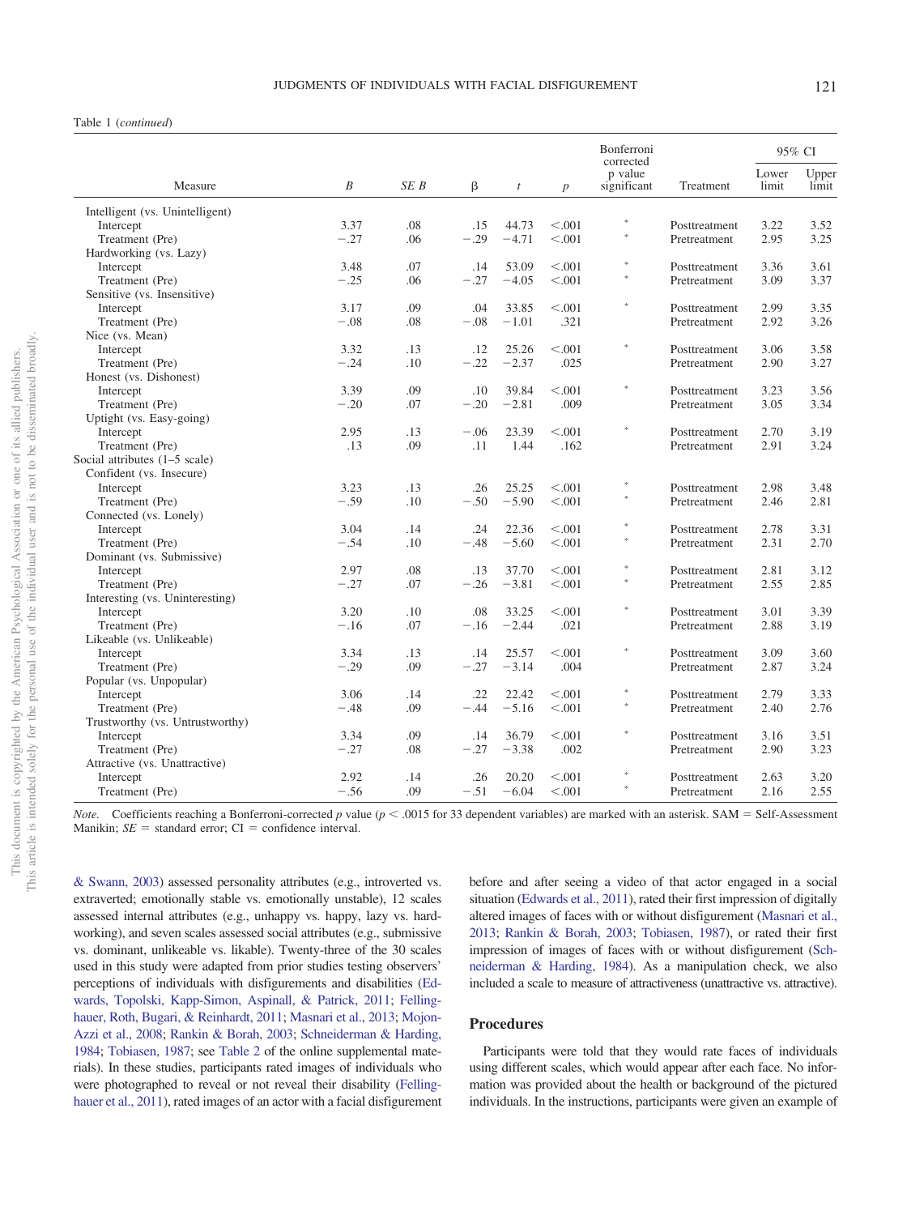Table 1 (*continued*)

| Measure | *B* | *SE B* | β | *t* | *p* | Bonferroni corrected p value significant | Treatment | 95% CI Lower limit | 95% CI Upper limit |
|---|---|---|---|---|---|---|---|---|---|
| Intelligent (vs. Unintelligent) | | | | | | | | | |
| Intercept | 3.37 | .08 | .15 | 44.73 | <.001 | * | Posttreatment | 3.22 | 3.52 |
| Treatment (Pre) | −.27 | .06 | −.29 | −4.71 | <.001 | * | Pretreatment | 2.95 | 3.25 |
| Hardworking (vs. Lazy) | | | | | | | | | |
| Intercept | 3.48 | .07 | .14 | 53.09 | <.001 | * | Posttreatment | 3.36 | 3.61 |
| Treatment (Pre) | −.25 | .06 | −.27 | −4.05 | <.001 | * | Pretreatment | 3.09 | 3.37 |
| Sensitive (vs. Insensitive) | | | | | | | | | |
| Intercept | 3.17 | .09 | .04 | 33.85 | <.001 | * | Posttreatment | 2.99 | 3.35 |
| Treatment (Pre) | −.08 | .08 | −.08 | −1.01 | .321 | | Pretreatment | 2.92 | 3.26 |
| Nice (vs. Mean) | | | | | | | | | |
| Intercept | 3.32 | .13 | .12 | 25.26 | <.001 | * | Posttreatment | 3.06 | 3.58 |
| Treatment (Pre) | −.24 | .10 | −.22 | −2.37 | .025 | | Pretreatment | 2.90 | 3.27 |
| Honest (vs. Dishonest) | | | | | | | | | |
| Intercept | 3.39 | .09 | .10 | 39.84 | <.001 | * | Posttreatment | 3.23 | 3.56 |
| Treatment (Pre) | −.20 | .07 | −.20 | −2.81 | .009 | | Pretreatment | 3.05 | 3.34 |
| Uptight (vs. Easy-going) | | | | | | | | | |
| Intercept | 2.95 | .13 | −.06 | 23.39 | <.001 | * | Posttreatment | 2.70 | 3.19 |
| Treatment (Pre) | .13 | .09 | .11 | 1.44 | .162 | | Pretreatment | 2.91 | 3.24 |
| Social attributes (1–5 scale) | | | | | | | | | |
| Confident (vs. Insecure) | | | | | | | | | |
| Intercept | 3.23 | .13 | .26 | 25.25 | <.001 | * | Posttreatment | 2.98 | 3.48 |
| Treatment (Pre) | −.59 | .10 | −.50 | −5.90 | <.001 | * | Pretreatment | 2.46 | 2.81 |
| Connected (vs. Lonely) | | | | | | | | | |
| Intercept | 3.04 | .14 | .24 | 22.36 | <.001 | * | Posttreatment | 2.78 | 3.31 |
| Treatment (Pre) | −.54 | .10 | −.48 | −5.60 | <.001 | * | Pretreatment | 2.31 | 2.70 |
| Dominant (vs. Submissive) | | | | | | | | | |
| Intercept | 2.97 | .08 | .13 | 37.70 | <.001 | * | Posttreatment | 2.81 | 3.12 |
| Treatment (Pre) | −.27 | .07 | −.26 | −3.81 | <.001 | * | Pretreatment | 2.55 | 2.85 |
| Interesting (vs. Uninteresting) | | | | | | | | | |
| Intercept | 3.20 | .10 | .08 | 33.25 | <.001 | * | Posttreatment | 3.01 | 3.39 |
| Treatment (Pre) | −.16 | .07 | −.16 | −2.44 | .021 | | Pretreatment | 2.88 | 3.19 |
| Likeable (vs. Unlikeable) | | | | | | | | | |
| Intercept | 3.34 | .13 | .14 | 25.57 | <.001 | * | Posttreatment | 3.09 | 3.60 |
| Treatment (Pre) | −.29 | .09 | −.27 | −3.14 | .004 | | Pretreatment | 2.87 | 3.24 |
| Popular (vs. Unpopular) | | | | | | | | | |
| Intercept | 3.06 | .14 | .22 | 22.42 | <.001 | * | Posttreatment | 2.79 | 3.33 |
| Treatment (Pre) | −.48 | .09 | −.44 | −5.16 | <.001 | * | Pretreatment | 2.40 | 2.76 |
| Trustworthy (vs. Untrustworthy) | | | | | | | | | |
| Intercept | 3.34 | .09 | .14 | 36.79 | <.001 | * | Posttreatment | 3.16 | 3.51 |
| Treatment (Pre) | −.27 | .08 | −.27 | −3.38 | .002 | | Pretreatment | 2.90 | 3.23 |
| Attractive (vs. Unattractive) | | | | | | | | | |
| Intercept | 2.92 | .14 | .26 | 20.20 | <.001 | * | Posttreatment | 2.63 | 3.20 |
| Treatment (Pre) | −.56 | .09 | −.51 | −6.04 | <.001 | * | Pretreatment | 2.16 | 2.55 |

*Note.* Coefficients reaching a Bonferroni-corrected *p* value ($p < .0015$ for 33 dependent variables) are marked with an asterisk. SAM = Self-Assessment Manikin; *SE* = standard error; CI = confidence interval.

& Swann, 2003) assessed personality attributes (e.g., introverted vs. extraverted; emotionally stable vs. emotionally unstable), 12 scales assessed internal attributes (e.g., unhappy vs. happy, lazy vs. hardworking), and seven scales assessed social attributes (e.g., submissive vs. dominant, unlikeable vs. likable). Twenty-three of the 30 scales used in this study were adapted from prior studies testing observers' perceptions of individuals with disfigurements and disabilities (Edwards, Topolski, Kapp-Simon, Aspinall, & Patrick, 2011; Fellinghauer, Roth, Bugari, & Reinhardt, 2011; Masnari et al., 2013; Mojon-Azzi et al., 2008; Rankin & Borah, 2003; Schneiderman & Harding, 1984; Tobiasen, 1987; see Table 2 of the online supplemental materials). In these studies, participants rated images of individuals who were photographed to reveal or not reveal their disability (Fellinghauer et al., 2011), rated images of an actor with a facial disfigurement before and after seeing a video of that actor engaged in a social situation (Edwards et al., 2011), rated their first impression of digitally altered images of faces with or without disfigurement (Masnari et al., 2013; Rankin & Borah, 2003; Tobiasen, 1987), or rated their first impression of images of faces with or without disfigurement (Schneiderman & Harding, 1984). As a manipulation check, we also included a scale to measure of attractiveness (unattractive vs. attractive).

## Procedures

Participants were told that they would rate faces of individuals using different scales, which would appear after each face. No information was provided about the health or background of the pictured individuals. In the instructions, participants were given an example of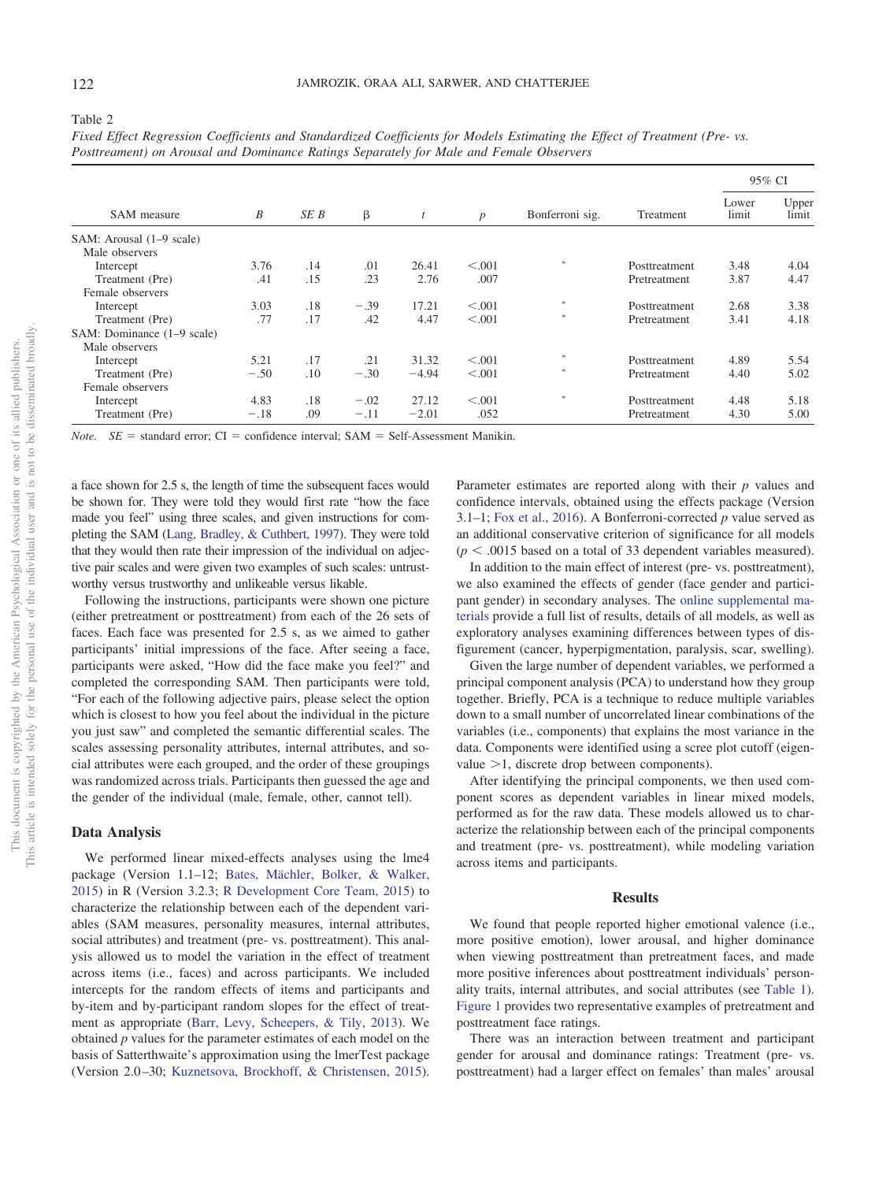Table 2

*Fixed Effect Regression Coefficients and Standardized Coefficients for Models Estimating the Effect of Treatment (Pre- vs. Posttreament) on Arousal and Dominance Ratings Separately for Male and Female Observers*

| SAM measure | *B* | *SE B* | β | *t* | *p* | Bonferroni sig. | Treatment | 95% CI Lower limit | 95% CI Upper limit |
|---|---|---|---|---|---|---|---|---|---|
| SAM: Arousal (1–9 scale) | | | | | | | | | |
| Male observers | | | | | | | | | |
| Intercept | 3.76 | .14 | .01 | 26.41 | <.001 | * | Posttreatment | 3.48 | 4.04 |
| Treatment (Pre) | .41 | .15 | .23 | 2.76 | .007 | | Pretreatment | 3.87 | 4.47 |
| Female observers | | | | | | | | | |
| Intercept | 3.03 | .18 | −.39 | 17.21 | <.001 | * | Posttreatment | 2.68 | 3.38 |
| Treatment (Pre) | .77 | .17 | .42 | 4.47 | <.001 | * | Pretreatment | 3.41 | 4.18 |
| SAM: Dominance (1–9 scale) | | | | | | | | | |
| Male observers | | | | | | | | | |
| Intercept | 5.21 | .17 | .21 | 31.32 | <.001 | * | Posttreatment | 4.89 | 5.54 |
| Treatment (Pre) | −.50 | .10 | −.30 | −4.94 | <.001 | * | Pretreatment | 4.40 | 5.02 |
| Female observers | | | | | | | | | |
| Intercept | 4.83 | .18 | −.02 | 27.12 | <.001 | * | Posttreatment | 4.48 | 5.18 |
| Treatment (Pre) | −.18 | .09 | −.11 | −2.01 | .052 | | Pretreatment | 4.30 | 5.00 |

*Note.* *SE* = standard error; CI = confidence interval; SAM = Self-Assessment Manikin.

a face shown for 2.5 s, the length of time the subsequent faces would be shown for. They were told they would first rate "how the face made you feel" using three scales, and given instructions for completing the SAM (Lang, Bradley, & Cuthbert, 1997). They were told that they would then rate their impression of the individual on adjective pair scales and were given two examples of such scales: untrustworthy versus trustworthy and unlikeable versus likable.

Following the instructions, participants were shown one picture (either pretreatment or posttreatment) from each of the 26 sets of faces. Each face was presented for 2.5 s, as we aimed to gather participants' initial impressions of the face. After seeing a face, participants were asked, "How did the face make you feel?" and completed the corresponding SAM. Then participants were told, "For each of the following adjective pairs, please select the option which is closest to how you feel about the individual in the picture you just saw" and completed the semantic differential scales. The scales assessing personality attributes, internal attributes, and social attributes were each grouped, and the order of these groupings was randomized across trials. Participants then guessed the age and the gender of the individual (male, female, other, cannot tell).

## Data Analysis

We performed linear mixed-effects analyses using the lme4 package (Version 1.1–12; Bates, Mächler, Bolker, & Walker, 2015) in R (Version 3.2.3; R Development Core Team, 2015) to characterize the relationship between each of the dependent variables (SAM measures, personality measures, internal attributes, social attributes) and treatment (pre- vs. posttreatment). This analysis allowed us to model the variation in the effect of treatment across items (i.e., faces) and across participants. We included intercepts for the random effects of items and participants and by-item and by-participant random slopes for the effect of treatment as appropriate (Barr, Levy, Scheepers, & Tily, 2013). We obtained *p* values for the parameter estimates of each model on the basis of Satterthwaite's approximation using the lmerTest package (Version 2.0–30; Kuznetsova, Brockhoff, & Christensen, 2015). Parameter estimates are reported along with their *p* values and confidence intervals, obtained using the effects package (Version 3.1–1; Fox et al., 2016). A Bonferroni-corrected *p* value served as an additional conservative criterion of significance for all models ($p < .0015$ based on a total of 33 dependent variables measured).

In addition to the main effect of interest (pre- vs. posttreatment), we also examined the effects of gender (face gender and participant gender) in secondary analyses. The online supplemental materials provide a full list of results, details of all models, as well as exploratory analyses examining differences between types of disfigurement (cancer, hyperpigmentation, paralysis, scar, swelling).

Given the large number of dependent variables, we performed a principal component analysis (PCA) to understand how they group together. Briefly, PCA is a technique to reduce multiple variables down to a small number of uncorrelated linear combinations of the variables (i.e., components) that explains the most variance in the data. Components were identified using a scree plot cutoff (eigenvalue >1, discrete drop between components).

After identifying the principal components, we then used component scores as dependent variables in linear mixed models, performed as for the raw data. These models allowed us to characterize the relationship between each of the principal components and treatment (pre- vs. posttreatment), while modeling variation across items and participants.

## Results

We found that people reported higher emotional valence (i.e., more positive emotion), lower arousal, and higher dominance when viewing posttreatment than pretreatment faces, and made more positive inferences about posttreatment individuals' personality traits, internal attributes, and social attributes (see Table 1). Figure 1 provides two representative examples of pretreatment and posttreatment face ratings.

There was an interaction between treatment and participant gender for arousal and dominance ratings: Treatment (pre- vs. posttreatment) had a larger effect on females' than males' arousal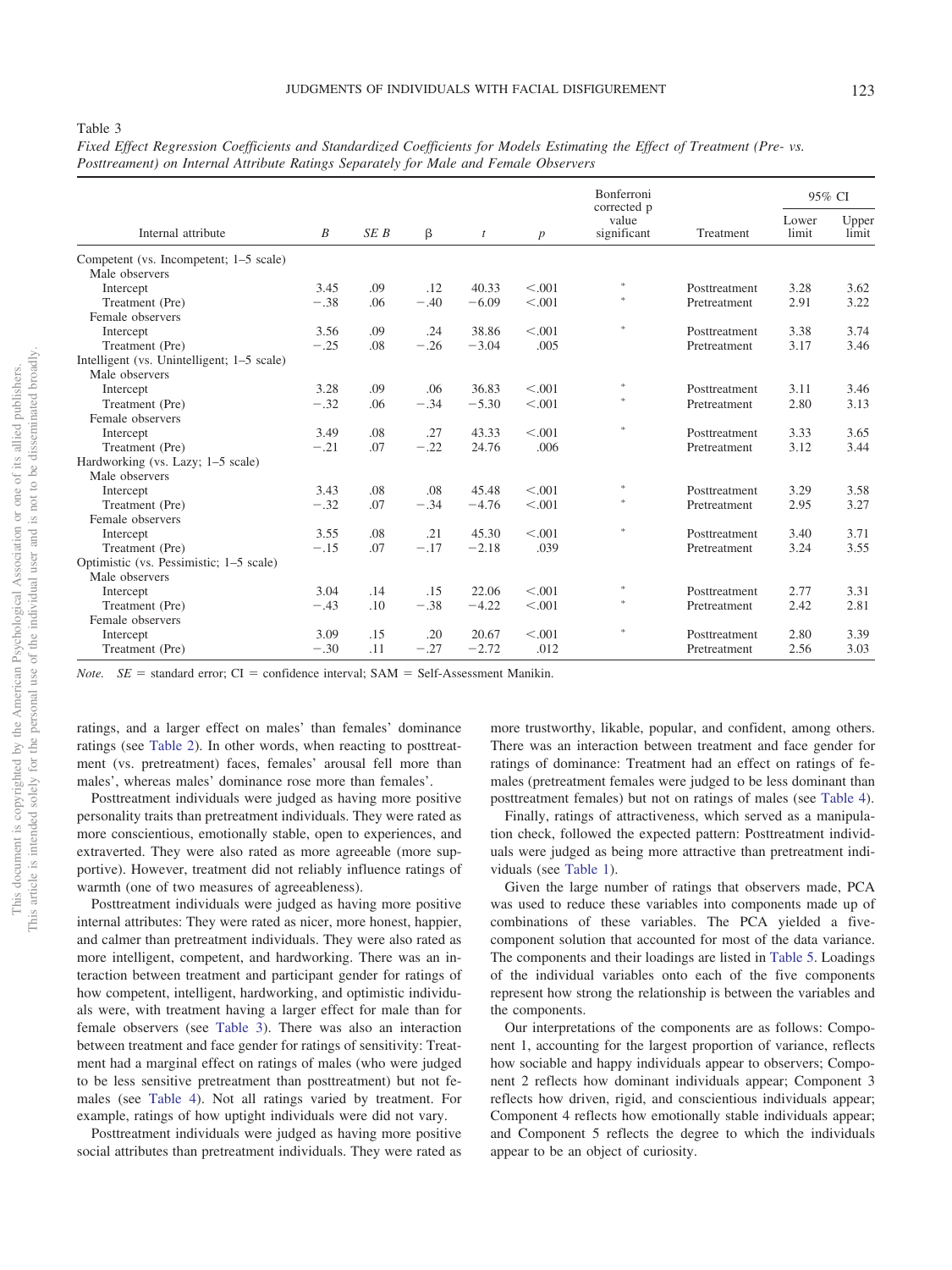Table 3

*Fixed Effect Regression Coefficients and Standardized Coefficients for Models Estimating the Effect of Treatment (Pre- vs. Posttreatment) on Internal Attribute Ratings Separately for Male and Female Observers*

| Internal attribute | *B* | *SE B* | β | *t* | *p* | Bonferroni corrected p value significant | Treatment | 95% CI Lower limit | 95% CI Upper limit |
|---|---|---|---|---|---|---|---|---|---|
| Competent (vs. Incompetent; 1–5 scale) | | | | | | | | | |
| Male observers | | | | | | | | | |
| Intercept | 3.45 | .09 | .12 | 40.33 | <.001 | * | Posttreatment | 3.28 | 3.62 |
| Treatment (Pre) | −.38 | .06 | −.40 | −6.09 | <.001 | * | Pretreatment | 2.91 | 3.22 |
| Female observers | | | | | | | | | |
| Intercept | 3.56 | .09 | .24 | 38.86 | <.001 | * | Posttreatment | 3.38 | 3.74 |
| Treatment (Pre) | −.25 | .08 | −.26 | −3.04 | .005 | | Pretreatment | 3.17 | 3.46 |
| Intelligent (vs. Unintelligent; 1–5 scale) | | | | | | | | | |
| Male observers | | | | | | | | | |
| Intercept | 3.28 | .09 | .06 | 36.83 | <.001 | * | Posttreatment | 3.11 | 3.46 |
| Treatment (Pre) | −.32 | .06 | −.34 | −5.30 | <.001 | * | Pretreatment | 2.80 | 3.13 |
| Female observers | | | | | | | | | |
| Intercept | 3.49 | .08 | .27 | 43.33 | <.001 | * | Posttreatment | 3.33 | 3.65 |
| Treatment (Pre) | −.21 | .07 | −.22 | 24.76 | .006 | | Pretreatment | 3.12 | 3.44 |
| Hardworking (vs. Lazy; 1–5 scale) | | | | | | | | | |
| Male observers | | | | | | | | | |
| Intercept | 3.43 | .08 | .08 | 45.48 | <.001 | * | Posttreatment | 3.29 | 3.58 |
| Treatment (Pre) | −.32 | .07 | −.34 | −4.76 | <.001 | * | Pretreatment | 2.95 | 3.27 |
| Female observers | | | | | | | | | |
| Intercept | 3.55 | .08 | .21 | 45.30 | <.001 | * | Posttreatment | 3.40 | 3.71 |
| Treatment (Pre) | −.15 | .07 | −.17 | −2.18 | .039 | | Pretreatment | 3.24 | 3.55 |
| Optimistic (vs. Pessimistic; 1–5 scale) | | | | | | | | | |
| Male observers | | | | | | | | | |
| Intercept | 3.04 | .14 | .15 | 22.06 | <.001 | * | Posttreatment | 2.77 | 3.31 |
| Treatment (Pre) | −.43 | .10 | −.38 | −4.22 | <.001 | * | Pretreatment | 2.42 | 2.81 |
| Female observers | | | | | | | | | |
| Intercept | 3.09 | .15 | .20 | 20.67 | <.001 | * | Posttreatment | 2.80 | 3.39 |
| Treatment (Pre) | −.30 | .11 | −.27 | −2.72 | .012 | | Pretreatment | 2.56 | 3.03 |

*Note.* *SE* = standard error; CI = confidence interval; SAM = Self-Assessment Manikin.

ratings, and a larger effect on males' than females' dominance ratings (see Table 2). In other words, when reacting to posttreatment (vs. pretreatment) faces, females' arousal fell more than males', whereas males' dominance rose more than females'.

Posttreatment individuals were judged as having more positive personality traits than pretreatment individuals. They were rated as more conscientious, emotionally stable, open to experiences, and extraverted. They were also rated as more agreeable (more supportive). However, treatment did not reliably influence ratings of warmth (one of two measures of agreeableness).

Posttreatment individuals were judged as having more positive internal attributes: They were rated as nicer, more honest, happier, and calmer than pretreatment individuals. They were also rated as more intelligent, competent, and hardworking. There was an interaction between treatment and participant gender for ratings of how competent, intelligent, hardworking, and optimistic individuals were, with treatment having a larger effect for male than for female observers (see Table 3). There was also an interaction between treatment and face gender for ratings of sensitivity: Treatment had a marginal effect on ratings of males (who were judged to be less sensitive pretreatment than posttreatment) but not females (see Table 4). Not all ratings varied by treatment. For example, ratings of how uptight individuals were did not vary.

Posttreatment individuals were judged as having more positive social attributes than pretreatment individuals. They were rated as more trustworthy, likable, popular, and confident, among others. There was an interaction between treatment and face gender for ratings of dominance: Treatment had an effect on ratings of females (pretreatment females were judged to be less dominant than posttreatment females) but not on ratings of males (see Table 4).

Finally, ratings of attractiveness, which served as a manipulation check, followed the expected pattern: Posttreatment individuals were judged as being more attractive than pretreatment individuals (see Table 1).

Given the large number of ratings that observers made, PCA was used to reduce these variables into components made up of combinations of these variables. The PCA yielded a five-component solution that accounted for most of the data variance. The components and their loadings are listed in Table 5. Loadings of the individual variables onto each of the five components represent how strong the relationship is between the variables and the components.

Our interpretations of the components are as follows: Component 1, accounting for the largest proportion of variance, reflects how sociable and happy individuals appear to observers; Component 2 reflects how dominant individuals appear; Component 3 reflects how driven, rigid, and conscientious individuals appear; Component 4 reflects how emotionally stable individuals appear; and Component 5 reflects the degree to which the individuals appear to be an object of curiosity.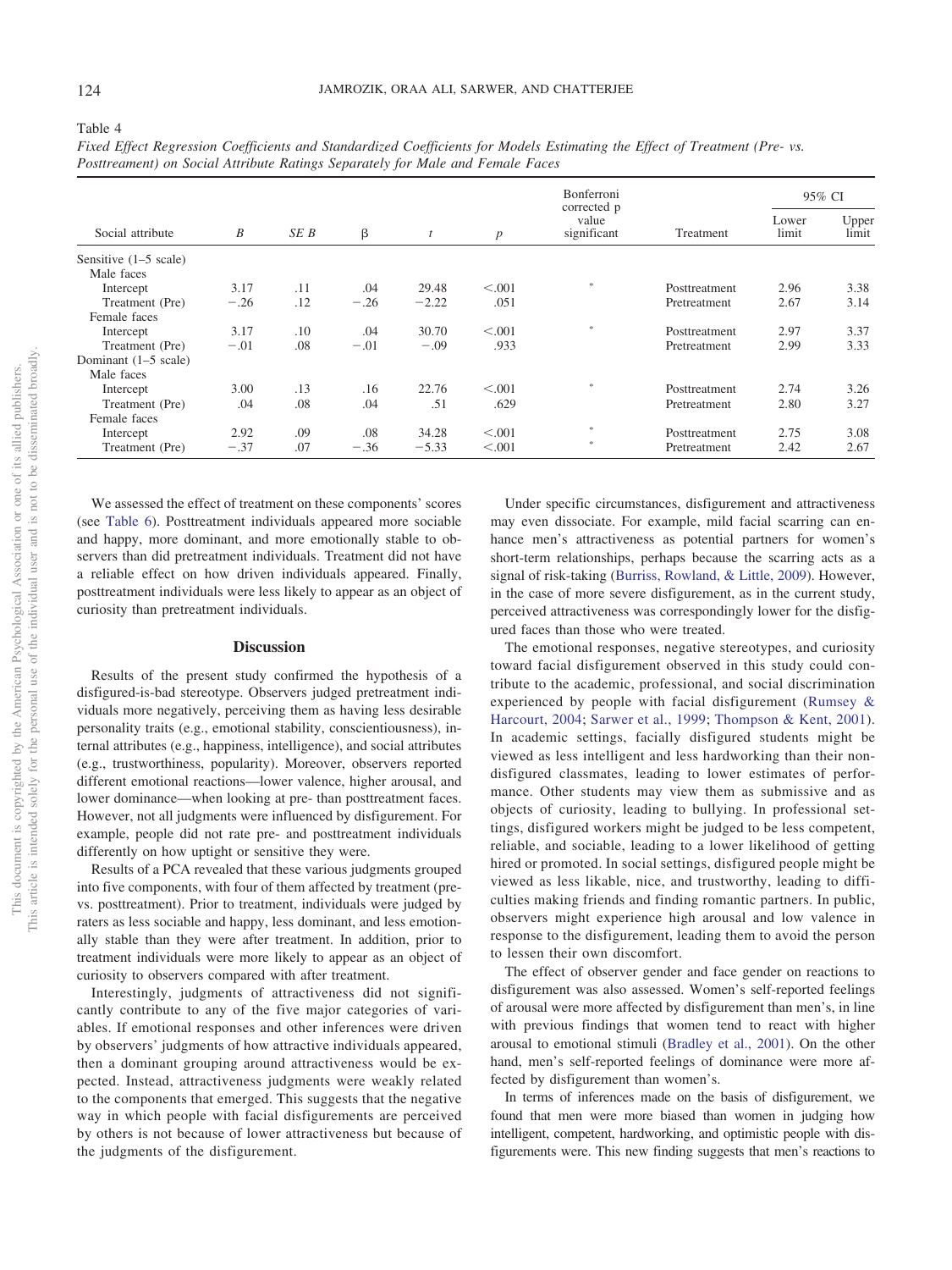Table 4

*Fixed Effect Regression Coefficients and Standardized Coefficients for Models Estimating the Effect of Treatment (Pre- vs. Posttreament) on Social Attribute Ratings Separately for Male and Female Faces*

| Social attribute | *B* | *SE B* | β | *t* | *p* | Bonferroni corrected p value significant | Treatment | 95% CI | |
|---|---|---|---|---|---|---|---|---|---|
| | | | | | | | | Lower limit | Upper limit |
| Sensitive (1–5 scale) | | | | | | | | | |
| Male faces | | | | | | | | | |
| Intercept | 3.17 | .11 | .04 | 29.48 | <.001 | * | Posttreatment | 2.96 | 3.38 |
| Treatment (Pre) | −.26 | .12 | −.26 | −2.22 | .051 | | Pretreatment | 2.67 | 3.14 |
| Female faces | | | | | | | | | |
| Intercept | 3.17 | .10 | .04 | 30.70 | <.001 | * | Posttreatment | 2.97 | 3.37 |
| Treatment (Pre) | −.01 | .08 | −.01 | −.09 | .933 | | Pretreatment | 2.99 | 3.33 |
| Dominant (1–5 scale) | | | | | | | | | |
| Male faces | | | | | | | | | |
| Intercept | 3.00 | .13 | .16 | 22.76 | <.001 | * | Posttreatment | 2.74 | 3.26 |
| Treatment (Pre) | .04 | .08 | .04 | .51 | .629 | | Pretreatment | 2.80 | 3.27 |
| Female faces | | | | | | | | | |
| Intercept | 2.92 | .09 | .08 | 34.28 | <.001 | * | Posttreatment | 2.75 | 3.08 |
| Treatment (Pre) | −.37 | .07 | −.36 | −5.33 | <.001 | * | Pretreatment | 2.42 | 2.67 |

We assessed the effect of treatment on these components' scores (see Table 6). Posttreatment individuals appeared more sociable and happy, more dominant, and more emotionally stable to observers than did pretreatment individuals. Treatment did not have a reliable effect on how driven individuals appeared. Finally, posttreatment individuals were less likely to appear as an object of curiosity than pretreatment individuals.

## Discussion

Results of the present study confirmed the hypothesis of a disfigured-is-bad stereotype. Observers judged pretreatment individuals more negatively, perceiving them as having less desirable personality traits (e.g., emotional stability, conscientiousness), internal attributes (e.g., happiness, intelligence), and social attributes (e.g., trustworthiness, popularity). Moreover, observers reported different emotional reactions—lower valence, higher arousal, and lower dominance—when looking at pre- than posttreatment faces. However, not all judgments were influenced by disfigurement. For example, people did not rate pre- and posttreatment individuals differently on how uptight or sensitive they were.

Results of a PCA revealed that these various judgments grouped into five components, with four of them affected by treatment (pre- vs. posttreatment). Prior to treatment, individuals were judged by raters as less sociable and happy, less dominant, and less emotionally stable than they were after treatment. In addition, prior to treatment individuals were more likely to appear as an object of curiosity to observers compared with after treatment.

Interestingly, judgments of attractiveness did not significantly contribute to any of the five major categories of variables. If emotional responses and other inferences were driven by observers' judgments of how attractive individuals appeared, then a dominant grouping around attractiveness would be expected. Instead, attractiveness judgments were weakly related to the components that emerged. This suggests that the negative way in which people with facial disfigurements are perceived by others is not because of lower attractiveness but because of the judgments of the disfigurement.

Under specific circumstances, disfigurement and attractiveness may even dissociate. For example, mild facial scarring can enhance men's attractiveness as potential partners for women's short-term relationships, perhaps because the scarring acts as a signal of risk-taking (Burriss, Rowland, & Little, 2009). However, in the case of more severe disfigurement, as in the current study, perceived attractiveness was correspondingly lower for the disfigured faces than those who were treated.

The emotional responses, negative stereotypes, and curiosity toward facial disfigurement observed in this study could contribute to the academic, professional, and social discrimination experienced by people with facial disfigurement (Rumsey & Harcourt, 2004; Sarwer et al., 1999; Thompson & Kent, 2001). In academic settings, facially disfigured students might be viewed as less intelligent and less hardworking than their nondisfigured classmates, leading to lower estimates of performance. Other students may view them as submissive and as objects of curiosity, leading to bullying. In professional settings, disfigured workers might be judged to be less competent, reliable, and sociable, leading to a lower likelihood of getting hired or promoted. In social settings, disfigured people might be viewed as less likable, nice, and trustworthy, leading to difficulties making friends and finding romantic partners. In public, observers might experience high arousal and low valence in response to the disfigurement, leading them to avoid the person to lessen their own discomfort.

The effect of observer gender and face gender on reactions to disfigurement was also assessed. Women's self-reported feelings of arousal were more affected by disfigurement than men's, in line with previous findings that women tend to react with higher arousal to emotional stimuli (Bradley et al., 2001). On the other hand, men's self-reported feelings of dominance were more affected by disfigurement than women's.

In terms of inferences made on the basis of disfigurement, we found that men were more biased than women in judging how intelligent, competent, hardworking, and optimistic people with disfigurements were. This new finding suggests that men's reactions to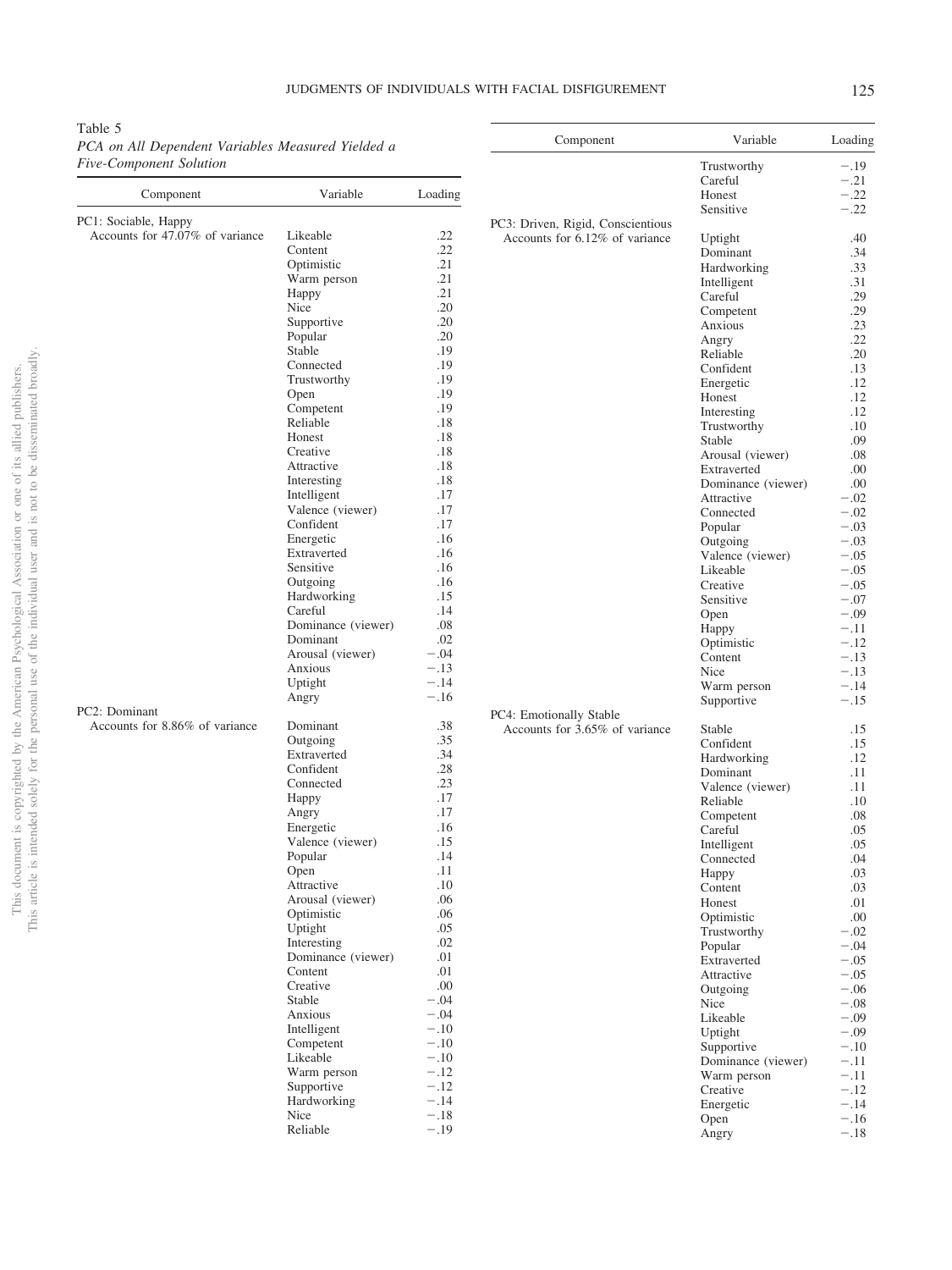Table 5
*PCA on All Dependent Variables Measured Yielded a Five-Component Solution*

| Component | Variable | Loading |
|---|---|---|
| PC1: Sociable, Happy | | |
| Accounts for 47.07% of variance | Likeable | .22 |
| | Content | .22 |
| | Optimistic | .21 |
| | Warm person | .21 |
| | Happy | .21 |
| | Nice | .20 |
| | Supportive | .20 |
| | Popular | .20 |
| | Stable | .19 |
| | Connected | .19 |
| | Trustworthy | .19 |
| | Open | .19 |
| | Competent | .19 |
| | Reliable | .18 |
| | Honest | .18 |
| | Creative | .18 |
| | Attractive | .18 |
| | Interesting | .18 |
| | Intelligent | .17 |
| | Valence (viewer) | .17 |
| | Confident | .17 |
| | Energetic | .16 |
| | Extraverted | .16 |
| | Sensitive | .16 |
| | Outgoing | .16 |
| | Hardworking | .15 |
| | Careful | .14 |
| | Dominance (viewer) | .08 |
| | Dominant | .02 |
| | Arousal (viewer) | −.04 |
| | Anxious | −.13 |
| | Uptight | −.14 |
| | Angry | −.16 |
| PC2: Dominant | | |
| Accounts for 8.86% of variance | Dominant | .38 |
| | Outgoing | .35 |
| | Extraverted | .34 |
| | Confident | .28 |
| | Connected | .23 |
| | Happy | .17 |
| | Angry | .17 |
| | Energetic | .16 |
| | Valence (viewer) | .15 |
| | Popular | .14 |
| | Open | .11 |
| | Attractive | .10 |
| | Arousal (viewer) | .06 |
| | Optimistic | .06 |
| | Uptight | .05 |
| | Interesting | .02 |
| | Dominance (viewer) | .01 |
| | Content | .01 |
| | Creative | .00 |
| | Stable | −.04 |
| | Anxious | −.04 |
| | Intelligent | −.10 |
| | Competent | −.10 |
| | Likeable | −.10 |
| | Warm person | −.12 |
| | Supportive | −.12 |
| | Hardworking | −.14 |
| | Nice | −.18 |
| | Reliable | −.19 |
| | Trustworthy | −.19 |
| | Careful | −.21 |
| | Honest | −.22 |
| | Sensitive | −.22 |
| PC3: Driven, Rigid, Conscientious | | |
| Accounts for 6.12% of variance | Uptight | .40 |
| | Dominant | .34 |
| | Hardworking | .33 |
| | Intelligent | .31 |
| | Careful | .29 |
| | Competent | .29 |
| | Anxious | .23 |
| | Angry | .22 |
| | Reliable | .20 |
| | Confident | .13 |
| | Energetic | .12 |
| | Honest | .12 |
| | Interesting | .12 |
| | Trustworthy | .10 |
| | Stable | .09 |
| | Arousal (viewer) | .08 |
| | Extraverted | .00 |
| | Dominance (viewer) | .00 |
| | Attractive | −.02 |
| | Connected | −.02 |
| | Popular | −.03 |
| | Outgoing | −.03 |
| | Valence (viewer) | −.05 |
| | Likeable | −.05 |
| | Creative | −.05 |
| | Sensitive | −.07 |
| | Open | −.09 |
| | Happy | −.11 |
| | Optimistic | −.12 |
| | Content | −.13 |
| | Nice | −.13 |
| | Warm person | −.14 |
| | Supportive | −.15 |
| PC4: Emotionally Stable | | |
| Accounts for 3.65% of variance | Stable | .15 |
| | Confident | .15 |
| | Hardworking | .12 |
| | Dominant | .11 |
| | Valence (viewer) | .11 |
| | Reliable | .10 |
| | Competent | .08 |
| | Careful | .05 |
| | Intelligent | .05 |
| | Connected | .04 |
| | Happy | .03 |
| | Content | .03 |
| | Honest | .01 |
| | Optimistic | .00 |
| | Trustworthy | −.02 |
| | Popular | −.04 |
| | Extraverted | −.05 |
| | Attractive | −.05 |
| | Outgoing | −.06 |
| | Nice | −.08 |
| | Likeable | −.09 |
| | Uptight | −.09 |
| | Supportive | −.10 |
| | Dominance (viewer) | −.11 |
| | Warm person | −.11 |
| | Creative | −.12 |
| | Energetic | −.14 |
| | Open | −.16 |
| | Angry | −.18 |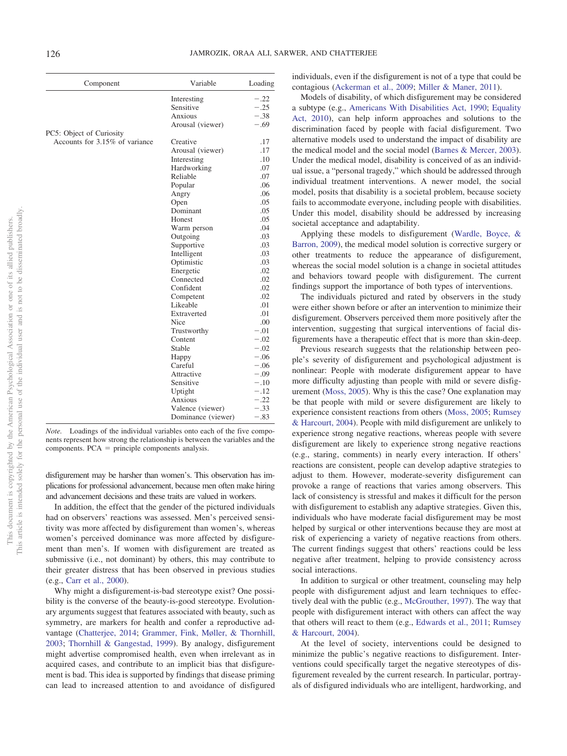| Component | Variable | Loading |
|---|---|---|
| | Interesting | −.22 |
| | Sensitive | −.25 |
| | Anxious | −.38 |
| | Arousal (viewer) | −.69 |
| PC5: Object of Curiosity | | |
| Accounts for 3.15% of variance | Creative | .17 |
| | Arousal (viewer) | .17 |
| | Interesting | .10 |
| | Hardworking | .07 |
| | Reliable | .07 |
| | Popular | .06 |
| | Angry | .06 |
| | Open | .05 |
| | Dominant | .05 |
| | Honest | .05 |
| | Warm person | .04 |
| | Outgoing | .03 |
| | Supportive | .03 |
| | Intelligent | .03 |
| | Optimistic | .03 |
| | Energetic | .02 |
| | Connected | .02 |
| | Confident | .02 |
| | Competent | .02 |
| | Likeable | .01 |
| | Extraverted | .01 |
| | Nice | .00 |
| | Trustworthy | −.01 |
| | Content | −.02 |
| | Stable | −.02 |
| | Happy | −.06 |
| | Careful | −.06 |
| | Attractive | −.09 |
| | Sensitive | −.10 |
| | Uptight | −.12 |
| | Anxious | −.22 |
| | Valence (viewer) | −.33 |
| | Dominance (viewer) | −.83 |

*Note.* Loadings of the individual variables onto each of the five components represent how strong the relationship is between the variables and the components. PCA = principle components analysis.

disfigurement may be harsher than women's. This observation has implications for professional advancement, because men often make hiring and advancement decisions and these traits are valued in workers.

In addition, the effect that the gender of the pictured individuals had on observers' reactions was assessed. Men's perceived sensitivity was more affected by disfigurement than women's, whereas women's perceived dominance was more affected by disfigurement than men's. If women with disfigurement are treated as submissive (i.e., not dominant) by others, this may contribute to their greater distress that has been observed in previous studies (e.g., Carr et al., 2000).

Why might a disfigurement-is-bad stereotype exist? One possibility is the converse of the beauty-is-good stereotype. Evolutionary arguments suggest that features associated with beauty, such as symmetry, are markers for health and confer a reproductive advantage (Chatterjee, 2014; Grammer, Fink, Møller, & Thornhill, 2003; Thornhill & Gangestad, 1999). By analogy, disfigurement might advertise compromised health, even when irrelevant as in acquired cases, and contribute to an implicit bias that disfigurement is bad. This idea is supported by findings that disease priming can lead to increased attention to and avoidance of disfigured individuals, even if the disfigurement is not of a type that could be contagious (Ackerman et al., 2009; Miller & Maner, 2011).

Models of disability, of which disfigurement may be considered a subtype (e.g., Americans With Disabilities Act, 1990; Equality Act, 2010), can help inform approaches and solutions to the discrimination faced by people with facial disfigurement. Two alternative models used to understand the impact of disability are the medical model and the social model (Barnes & Mercer, 2003). Under the medical model, disability is conceived of as an individual issue, a "personal tragedy," which should be addressed through individual treatment interventions. A newer model, the social model, posits that disability is a societal problem, because society fails to accommodate everyone, including people with disabilities. Under this model, disability should be addressed by increasing societal acceptance and adaptability.

Applying these models to disfigurement (Wardle, Boyce, & Barron, 2009), the medical model solution is corrective surgery or other treatments to reduce the appearance of disfigurement, whereas the social model solution is a change in societal attitudes and behaviors toward people with disfigurement. The current findings support the importance of both types of interventions.

The individuals pictured and rated by observers in the study were either shown before or after an intervention to minimize their disfigurement. Observers perceived them more positively after the intervention, suggesting that surgical interventions of facial disfigurements have a therapeutic effect that is more than skin-deep.

Previous research suggests that the relationship between people's severity of disfigurement and psychological adjustment is nonlinear: People with moderate disfigurement appear to have more difficulty adjusting than people with mild or severe disfigurement (Moss, 2005). Why is this the case? One explanation may be that people with mild or severe disfigurement are likely to experience consistent reactions from others (Moss, 2005; Rumsey & Harcourt, 2004). People with mild disfigurement are unlikely to experience strong negative reactions, whereas people with severe disfigurement are likely to experience strong negative reactions (e.g., staring, comments) in nearly every interaction. If others' reactions are consistent, people can develop adaptive strategies to adjust to them. However, moderate-severity disfigurement can provoke a range of reactions that varies among observers. This lack of consistency is stressful and makes it difficult for the person with disfigurement to establish any adaptive strategies. Given this, individuals who have moderate facial disfigurement may be most helped by surgical or other interventions because they are most at risk of experiencing a variety of negative reactions from others. The current findings suggest that others' reactions could be less negative after treatment, helping to provide consistency across social interactions.

In addition to surgical or other treatment, counseling may help people with disfigurement adjust and learn techniques to effectively deal with the public (e.g., McGrouther, 1997). The way that people with disfigurement interact with others can affect the way that others will react to them (e.g., Edwards et al., 2011; Rumsey & Harcourt, 2004).

At the level of society, interventions could be designed to minimize the public's negative reactions to disfigurement. Interventions could specifically target the negative stereotypes of disfigurement revealed by the current research. In particular, portrayals of disfigured individuals who are intelligent, hardworking, and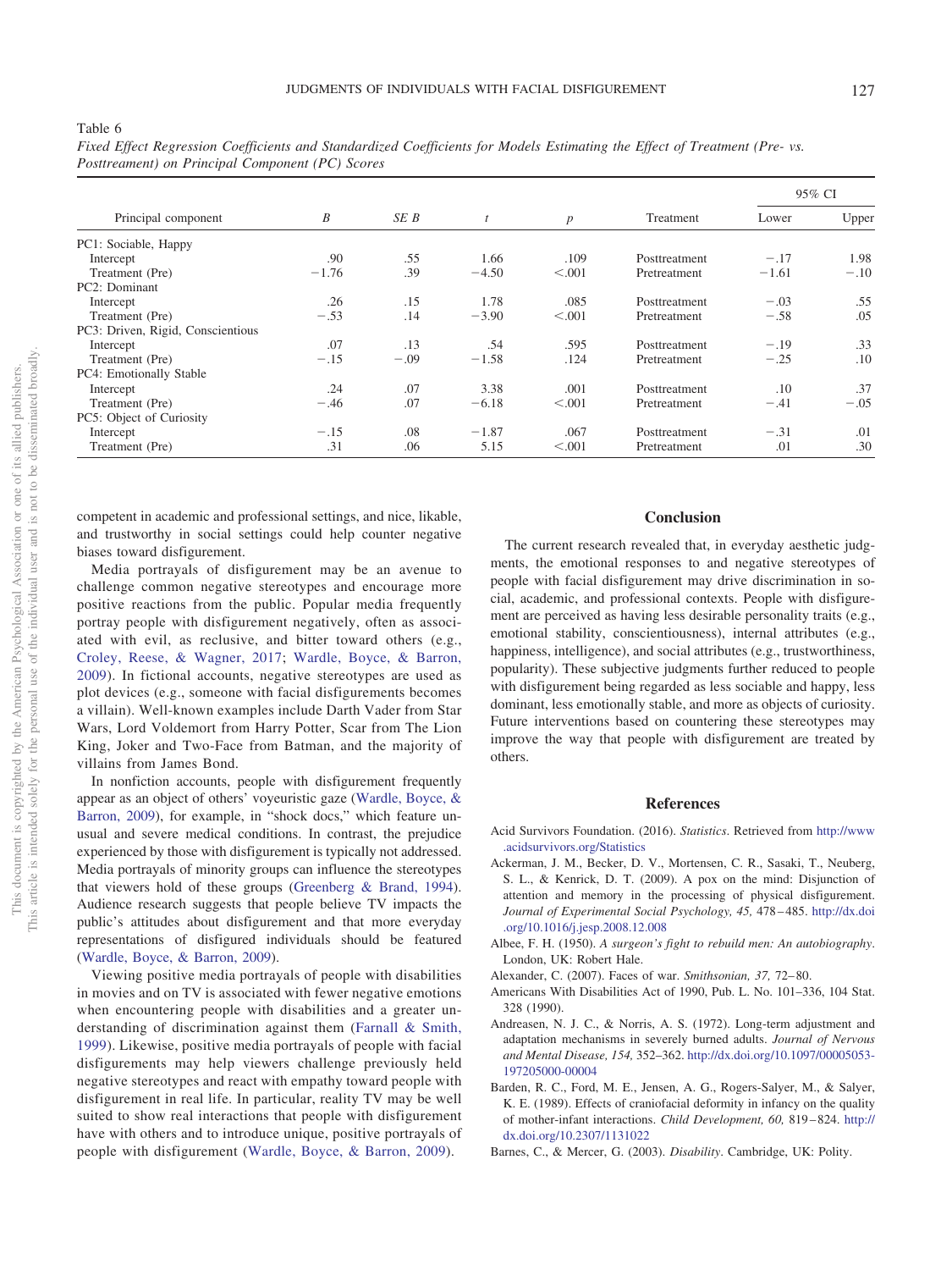Table 6

*Fixed Effect Regression Coefficients and Standardized Coefficients for Models Estimating the Effect of Treatment (Pre- vs. Posttreatment) on Principal Component (PC) Scores*

| Principal component | *B* | *SE B* | *t* | *p* | Treatment | 95% CI Lower | 95% CI Upper |
|---|---|---|---|---|---|---|---|
| PC1: Sociable, Happy | | | | | | | |
| Intercept | .90 | .55 | 1.66 | .109 | Posttreatment | −.17 | 1.98 |
| Treatment (Pre) | −1.76 | .39 | −4.50 | <.001 | Pretreatment | −1.61 | −.10 |
| PC2: Dominant | | | | | | | |
| Intercept | .26 | .15 | 1.78 | .085 | Posttreatment | −.03 | .55 |
| Treatment (Pre) | −.53 | .14 | −3.90 | <.001 | Pretreatment | −.58 | .05 |
| PC3: Driven, Rigid, Conscientious | | | | | | | |
| Intercept | .07 | .13 | .54 | .595 | Posttreatment | −.19 | .33 |
| Treatment (Pre) | −.15 | −.09 | −1.58 | .124 | Pretreatment | −.25 | .10 |
| PC4: Emotionally Stable | | | | | | | |
| Intercept | .24 | .07 | 3.38 | .001 | Posttreatment | .10 | .37 |
| Treatment (Pre) | −.46 | .07 | −6.18 | <.001 | Pretreatment | −.41 | −.05 |
| PC5: Object of Curiosity | | | | | | | |
| Intercept | −.15 | .08 | −1.87 | .067 | Posttreatment | −.31 | .01 |
| Treatment (Pre) | .31 | .06 | 5.15 | <.001 | Pretreatment | .01 | .30 |

competent in academic and professional settings, and nice, likable, and trustworthy in social settings could help counter negative biases toward disfigurement.

Media portrayals of disfigurement may be an avenue to challenge common negative stereotypes and encourage more positive reactions from the public. Popular media frequently portray people with disfigurement negatively, often as associated with evil, as reclusive, and bitter toward others (e.g., Croley, Reese, & Wagner, 2017; Wardle, Boyce, & Barron, 2009). In fictional accounts, negative stereotypes are used as plot devices (e.g., someone with facial disfigurements becomes a villain). Well-known examples include Darth Vader from Star Wars, Lord Voldemort from Harry Potter, Scar from The Lion King, Joker and Two-Face from Batman, and the majority of villains from James Bond.

In nonfiction accounts, people with disfigurement frequently appear as an object of others' voyeuristic gaze (Wardle, Boyce, & Barron, 2009), for example, in "shock docs," which feature unusual and severe medical conditions. In contrast, the prejudice experienced by those with disfigurement is typically not addressed. Media portrayals of minority groups can influence the stereotypes that viewers hold of these groups (Greenberg & Brand, 1994). Audience research suggests that people believe TV impacts the public's attitudes about disfigurement and that more everyday representations of disfigured individuals should be featured (Wardle, Boyce, & Barron, 2009).

Viewing positive media portrayals of people with disabilities in movies and on TV is associated with fewer negative emotions when encountering people with disabilities and a greater understanding of discrimination against them (Farnall & Smith, 1999). Likewise, positive media portrayals of people with facial disfigurements may help viewers challenge previously held negative stereotypes and react with empathy toward people with disfigurement in real life. In particular, reality TV may be well suited to show real interactions that people with disfigurement have with others and to introduce unique, positive portrayals of people with disfigurement (Wardle, Boyce, & Barron, 2009).

## Conclusion

The current research revealed that, in everyday aesthetic judgments, the emotional responses to and negative stereotypes of people with facial disfigurement may drive discrimination in social, academic, and professional contexts. People with disfigurement are perceived as having less desirable personality traits (e.g., emotional stability, conscientiousness), internal attributes (e.g., happiness, intelligence), and social attributes (e.g., trustworthiness, popularity). These subjective judgments further reduced to people with disfigurement being regarded as less sociable and happy, less dominant, less emotionally stable, and more as objects of curiosity. Future interventions based on countering these stereotypes may improve the way that people with disfigurement are treated by others.

## References

Acid Survivors Foundation. (2016). *Statistics*. Retrieved from http://www.acidsurvivors.org/Statistics

Ackerman, J. M., Becker, D. V., Mortensen, C. R., Sasaki, T., Neuberg, S. L., & Kenrick, D. T. (2009). A pox on the mind: Disjunction of attention and memory in the processing of physical disfigurement. *Journal of Experimental Social Psychology, 45,* 478–485. http://dx.doi.org/10.1016/j.jesp.2008.12.008

Albee, F. H. (1950). *A surgeon's fight to rebuild men: An autobiography*. London, UK: Robert Hale.

Alexander, C. (2007). Faces of war. *Smithsonian, 37,* 72–80.

Americans With Disabilities Act of 1990, Pub. L. No. 101–336, 104 Stat. 328 (1990).

Andreasen, N. J. C., & Norris, A. S. (1972). Long-term adjustment and adaptation mechanisms in severely burned adults. *Journal of Nervous and Mental Disease, 154,* 352–362. http://dx.doi.org/10.1097/00005053-197205000-00004

Barden, R. C., Ford, M. E., Jensen, A. G., Rogers-Salyer, M., & Salyer, K. E. (1989). Effects of craniofacial deformity in infancy on the quality of mother-infant interactions. *Child Development, 60,* 819–824. http://dx.doi.org/10.2307/1131022

Barnes, C., & Mercer, G. (2003). *Disability*. Cambridge, UK: Polity.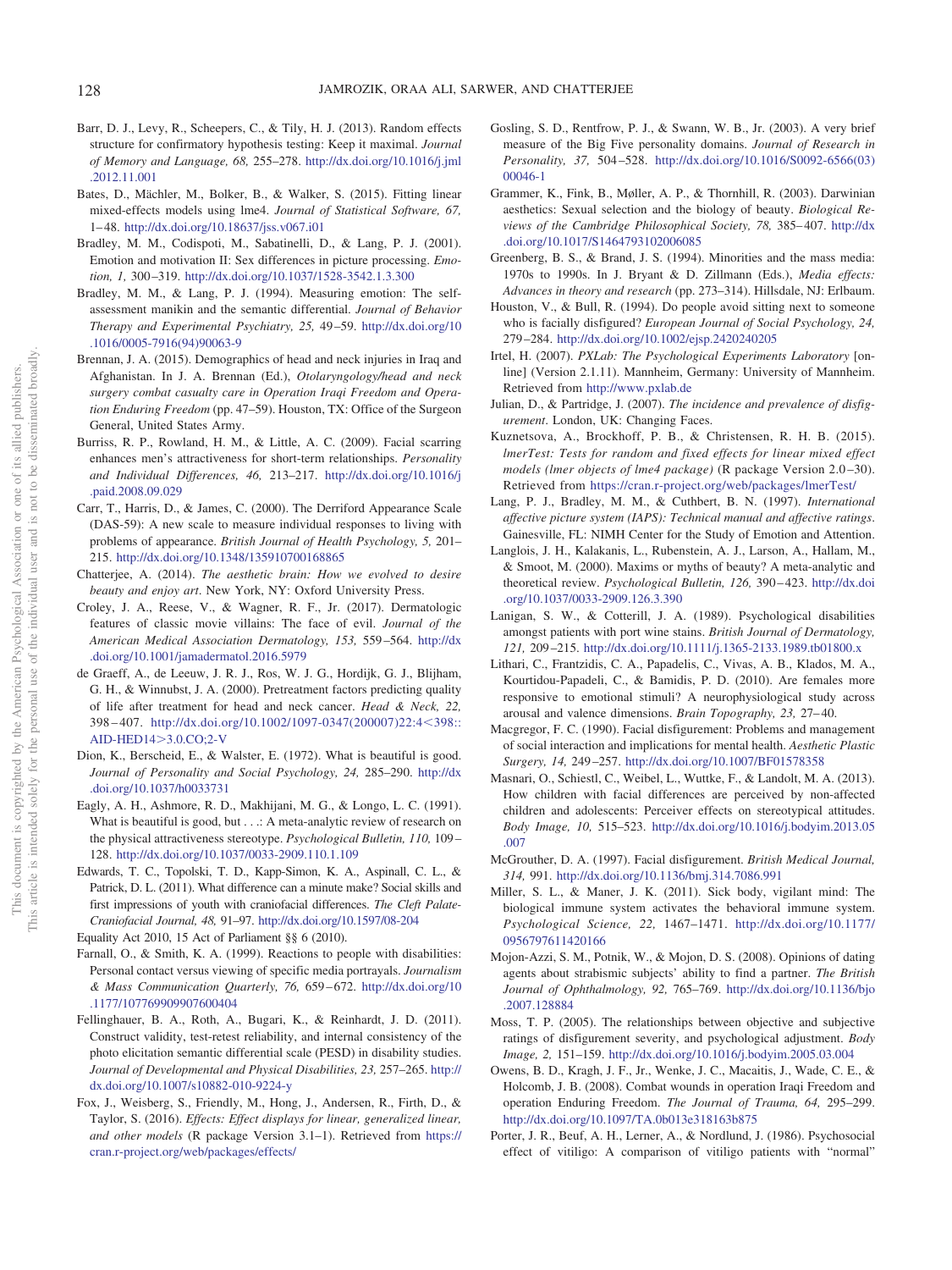Barr, D. J., Levy, R., Scheepers, C., & Tily, H. J. (2013). Random effects structure for confirmatory hypothesis testing: Keep it maximal. *Journal of Memory and Language, 68,* 255–278. http://dx.doi.org/10.1016/j.jml.2012.11.001

Bates, D., Mächler, M., Bolker, B., & Walker, S. (2015). Fitting linear mixed-effects models using lme4. *Journal of Statistical Software, 67,* 1–48. http://dx.doi.org/10.18637/jss.v067.i01

Bradley, M. M., Codispoti, M., Sabatinelli, D., & Lang, P. J. (2001). Emotion and motivation II: Sex differences in picture processing. *Emotion, 1,* 300–319. http://dx.doi.org/10.1037/1528-3542.1.3.300

Bradley, M. M., & Lang, P. J. (1994). Measuring emotion: The self-assessment manikin and the semantic differential. *Journal of Behavior Therapy and Experimental Psychiatry, 25,* 49–59. http://dx.doi.org/10.1016/0005-7916(94)90063-9

Brennan, J. A. (2015). Demographics of head and neck injuries in Iraq and Afghanistan. In J. A. Brennan (Ed.), *Otolaryngology/head and neck surgery combat casualty care in Operation Iraqi Freedom and Operation Enduring Freedom* (pp. 47–59). Houston, TX: Office of the Surgeon General, United States Army.

Burriss, R. P., Rowland, H. M., & Little, A. C. (2009). Facial scarring enhances men's attractiveness for short-term relationships. *Personality and Individual Differences, 46,* 213–217. http://dx.doi.org/10.1016/j.paid.2008.09.029

Carr, T., Harris, D., & James, C. (2000). The Derriford Appearance Scale (DAS-59): A new scale to measure individual responses to living with problems of appearance. *British Journal of Health Psychology, 5,* 201–215. http://dx.doi.org/10.1348/135910700168865

Chatterjee, A. (2014). *The aesthetic brain: How we evolved to desire beauty and enjoy art*. New York, NY: Oxford University Press.

Croley, J. A., Reese, V., & Wagner, R. F., Jr. (2017). Dermatologic features of classic movie villains: The face of evil. *Journal of the American Medical Association Dermatology, 153,* 559–564. http://dx.doi.org/10.1001/jamadermatol.2016.5979

de Graeff, A., de Leeuw, J. R. J., Ros, W. J. G., Hordijk, G. J., Blijham, G. H., & Winnubst, J. A. (2000). Pretreatment factors predicting quality of life after treatment for head and neck cancer. *Head & Neck, 22,* 398–407. http://dx.doi.org/10.1002/1097-0347(200007)22:4<398::AID-HED14>3.0.CO;2-V

Dion, K., Berscheid, E., & Walster, E. (1972). What is beautiful is good. *Journal of Personality and Social Psychology, 24,* 285–290. http://dx.doi.org/10.1037/h0033731

Eagly, A. H., Ashmore, R. D., Makhijani, M. G., & Longo, L. C. (1991). What is beautiful is good, but . . .: A meta-analytic review of research on the physical attractiveness stereotype. *Psychological Bulletin, 110,* 109–128. http://dx.doi.org/10.1037/0033-2909.110.1.109

Edwards, T. C., Topolski, T. D., Kapp-Simon, K. A., Aspinall, C. L., & Patrick, D. L. (2011). What difference can a minute make? Social skills and first impressions of youth with craniofacial differences. *The Cleft Palate-Craniofacial Journal, 48,* 91–97. http://dx.doi.org/10.1597/08-204

Equality Act 2010, 15 Act of Parliament §§ 6 (2010).

Farnall, O., & Smith, K. A. (1999). Reactions to people with disabilities: Personal contact versus viewing of specific media portrayals. *Journalism & Mass Communication Quarterly, 76,* 659–672. http://dx.doi.org/10.1177/107769909907600404

Fellinghauer, B. A., Roth, A., Bugari, K., & Reinhardt, J. D. (2011). Construct validity, test-retest reliability, and internal consistency of the photo elicitation semantic differential scale (PESD) in disability studies. *Journal of Developmental and Physical Disabilities, 23,* 257–265. http://dx.doi.org/10.1007/s10882-010-9224-y

Fox, J., Weisberg, S., Friendly, M., Hong, J., Andersen, R., Firth, D., & Taylor, S. (2016). *Effects: Effect displays for linear, generalized linear, and other models* (R package Version 3.1–1). Retrieved from https://cran.r-project.org/web/packages/effects/

Gosling, S. D., Rentfrow, P. J., & Swann, W. B., Jr. (2003). A very brief measure of the Big Five personality domains. *Journal of Research in Personality, 37,* 504–528. http://dx.doi.org/10.1016/S0092-6566(03)00046-1

Grammer, K., Fink, B., Møller, A. P., & Thornhill, R. (2003). Darwinian aesthetics: Sexual selection and the biology of beauty. *Biological Reviews of the Cambridge Philosophical Society, 78,* 385–407. http://dx.doi.org/10.1017/S1464793102006085

Greenberg, B. S., & Brand, J. S. (1994). Minorities and the mass media: 1970s to 1990s. In J. Bryant & D. Zillmann (Eds.), *Media effects: Advances in theory and research* (pp. 273–314). Hillsdale, NJ: Erlbaum.

Houston, V., & Bull, R. (1994). Do people avoid sitting next to someone who is facially disfigured? *European Journal of Social Psychology, 24,* 279–284. http://dx.doi.org/10.1002/ejsp.2420240205

Irtel, H. (2007). *PXLab: The Psychological Experiments Laboratory* [online] (Version 2.1.11). Mannheim, Germany: University of Mannheim. Retrieved from http://www.pxlab.de

Julian, D., & Partridge, J. (2007). *The incidence and prevalence of disfigurement*. London, UK: Changing Faces.

Kuznetsova, A., Brockhoff, P. B., & Christensen, R. H. B. (2015). *lmerTest: Tests for random and fixed effects for linear mixed effect models (lmer objects of lme4 package)* (R package Version 2.0–30). Retrieved from https://cran.r-project.org/web/packages/lmerTest/

Lang, P. J., Bradley, M. M., & Cuthbert, B. N. (1997). *International affective picture system (IAPS): Technical manual and affective ratings*. Gainesville, FL: NIMH Center for the Study of Emotion and Attention.

Langlois, J. H., Kalakanis, L., Rubenstein, A. J., Larson, A., Hallam, M., & Smoot, M. (2000). Maxims or myths of beauty? A meta-analytic and theoretical review. *Psychological Bulletin, 126,* 390–423. http://dx.doi.org/10.1037/0033-2909.126.3.390

Lanigan, S. W., & Cotterill, J. A. (1989). Psychological disabilities amongst patients with port wine stains. *British Journal of Dermatology, 121,* 209–215. http://dx.doi.org/10.1111/j.1365-2133.1989.tb01800.x

Lithari, C., Frantzidis, C. A., Papadelis, C., Vivas, A. B., Klados, M. A., Kourtidou-Papadeli, C., & Bamidis, P. D. (2010). Are females more responsive to emotional stimuli? A neurophysiological study across arousal and valence dimensions. *Brain Topography, 23,* 27–40.

Macgregor, F. C. (1990). Facial disfigurement: Problems and management of social interaction and implications for mental health. *Aesthetic Plastic Surgery, 14,* 249–257. http://dx.doi.org/10.1007/BF01578358

Masnari, O., Schiestl, C., Weibel, L., Wuttke, F., & Landolt, M. A. (2013). How children with facial differences are perceived by non-affected children and adolescents: Perceiver effects on stereotypical attitudes. *Body Image, 10,* 515–523. http://dx.doi.org/10.1016/j.bodyim.2013.05.007

McGrouther, D. A. (1997). Facial disfigurement. *British Medical Journal, 314,* 991. http://dx.doi.org/10.1136/bmj.314.7086.991

Miller, S. L., & Maner, J. K. (2011). Sick body, vigilant mind: The biological immune system activates the behavioral immune system. *Psychological Science, 22,* 1467–1471. http://dx.doi.org/10.1177/0956797611420166

Mojon-Azzi, S. M., Potnik, W., & Mojon, D. S. (2008). Opinions of dating agents about strabismic subjects' ability to find a partner. *The British Journal of Ophthalmology, 92,* 765–769. http://dx.doi.org/10.1136/bjo.2007.128884

Moss, T. P. (2005). The relationships between objective and subjective ratings of disfigurement severity, and psychological adjustment. *Body Image, 2,* 151–159. http://dx.doi.org/10.1016/j.bodyim.2005.03.004

Owens, B. D., Kragh, J. F., Jr., Wenke, J. C., Macaitis, J., Wade, C. E., & Holcomb, J. B. (2008). Combat wounds in operation Iraqi Freedom and operation Enduring Freedom. *The Journal of Trauma, 64,* 295–299. http://dx.doi.org/10.1097/TA.0b013e318163b875

Porter, J. R., Beuf, A. H., Lerner, A., & Nordlund, J. (1986). Psychosocial effect of vitiligo: A comparison of vitiligo patients with "normal"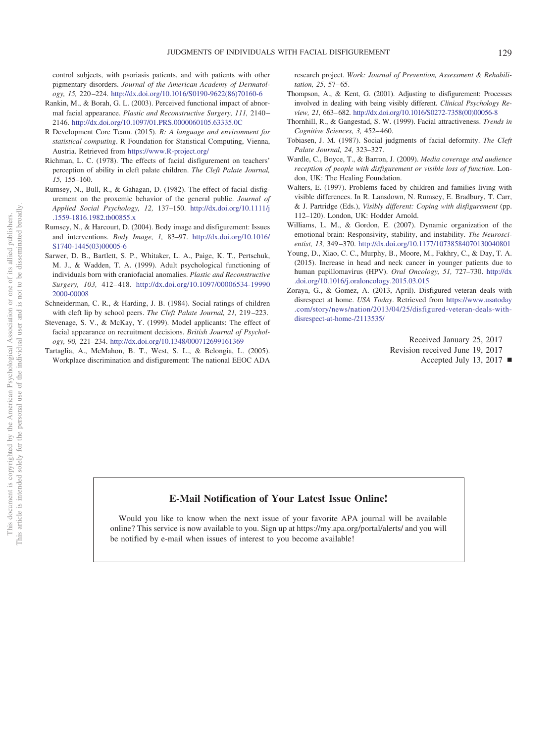control subjects, with psoriasis patients, and with patients with other pigmentary disorders. *Journal of the American Academy of Dermatology, 15,* 220–224. http://dx.doi.org/10.1016/S0190-9622(86)70160-6

Rankin, M., & Borah, G. L. (2003). Perceived functional impact of abnormal facial appearance. *Plastic and Reconstructive Surgery, 111,* 2140–2146. http://dx.doi.org/10.1097/01.PRS.0000060105.63335.0C

R Development Core Team. (2015). *R: A language and environment for statistical computing*. R Foundation for Statistical Computing, Vienna, Austria. Retrieved from https://www.R-project.org/

Richman, L. C. (1978). The effects of facial disfigurement on teachers' perception of ability in cleft palate children. *The Cleft Palate Journal, 15,* 155–160.

Rumsey, N., Bull, R., & Gahagan, D. (1982). The effect of facial disfigurement on the proxemic behavior of the general public. *Journal of Applied Social Psychology, 12,* 137–150. http://dx.doi.org/10.1111/j.1559-1816.1982.tb00855.x

Rumsey, N., & Harcourt, D. (2004). Body image and disfigurement: Issues and interventions. *Body Image, 1,* 83–97. http://dx.doi.org/10.1016/S1740-1445(03)00005-6

Sarwer, D. B., Bartlett, S. P., Whitaker, L. A., Paige, K. T., Pertschuk, M. J., & Wadden, T. A. (1999). Adult psychological functioning of individuals born with craniofacial anomalies. *Plastic and Reconstructive Surgery, 103,* 412–418. http://dx.doi.org/10.1097/00006534-199902000-00008

Schneiderman, C. R., & Harding, J. B. (1984). Social ratings of children with cleft lip by school peers. *The Cleft Palate Journal, 21,* 219–223.

Stevenage, S. V., & McKay, Y. (1999). Model applicants: The effect of facial appearance on recruitment decisions. *British Journal of Psychology, 90,* 221–234. http://dx.doi.org/10.1348/000712699161369

Tartaglia, A., McMahon, B. T., West, S. L., & Belongia, L. (2005). Workplace discrimination and disfigurement: The national EEOC ADA research project. *Work: Journal of Prevention, Assessment & Rehabilitation, 25,* 57–65.

Thompson, A., & Kent, G. (2001). Adjusting to disfigurement: Processes involved in dealing with being visibly different. *Clinical Psychology Review, 21,* 663–682. http://dx.doi.org/10.1016/S0272-7358(00)00056-8

Thornhill, R., & Gangestad, S. W. (1999). Facial attractiveness. *Trends in Cognitive Sciences, 3,* 452–460.

Tobiasen, J. M. (1987). Social judgments of facial deformity. *The Cleft Palate Journal, 24,* 323–327.

Wardle, C., Boyce, T., & Barron, J. (2009). *Media coverage and audience reception of people with disfigurement or visible loss of function*. London, UK: The Healing Foundation.

Walters, E. (1997). Problems faced by children and families living with visible differences. In R. Lansdown, N. Rumsey, E. Bradbury, T. Carr, & J. Partridge (Eds.), *Visibly different: Coping with disfigurement* (pp. 112–120). London, UK: Hodder Arnold.

Williams, L. M., & Gordon, E. (2007). Dynamic organization of the emotional brain: Responsivity, stability, and instability. *The Neuroscientist, 13,* 349–370. http://dx.doi.org/10.1177/10738584070130040801

Young, D., Xiao, C. C., Murphy, B., Moore, M., Fakhry, C., & Day, T. A. (2015). Increase in head and neck cancer in younger patients due to human papillomavirus (HPV). *Oral Oncology, 51,* 727–730. http://dx.doi.org/10.1016/j.oraloncology.2015.03.015

Zoraya, G., & Gomez, A. (2013, April). Disfigured veteran deals with disrespect at home. *USA Today*. Retrieved from https://www.usatoday.com/story/news/nation/2013/04/25/disfigured-veteran-deals-with-disrespect-at-home-/2113535/

Received January 25, 2017
Revision received June 19, 2017
Accepted July 13, 2017 ■

## E-Mail Notification of Your Latest Issue Online!

Would you like to know when the next issue of your favorite APA journal will be available online? This service is now available to you. Sign up at https://my.apa.org/portal/alerts/ and you will be notified by e-mail when issues of interest to you become available!